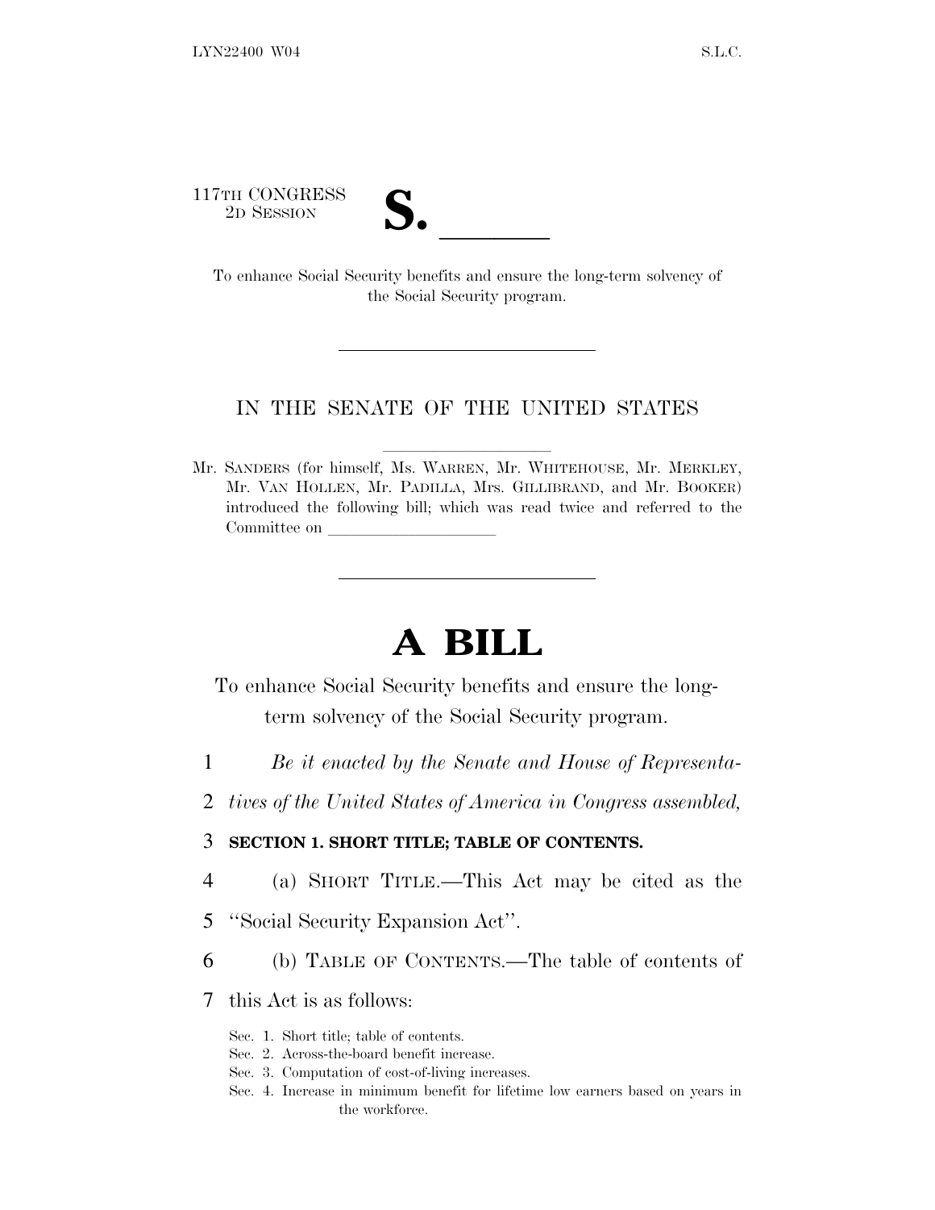117TH CONGRESS
2D SESSION

# S. \_\_\_\_\_\_

To enhance Social Security benefits and ensure the long-term solvency of the Social Security program.

---

IN THE SENATE OF THE UNITED STATES

Mr. SANDERS (for himself, Ms. WARREN, Mr. WHITEHOUSE, Mr. MERKLEY, Mr. VAN HOLLEN, Mr. PADILLA, Mrs. GILLIBRAND, and Mr. BOOKER) introduced the following bill; which was read twice and referred to the Committee on \_\_\_\_\_\_\_\_\_\_\_\_\_\_\_\_\_\_\_\_

---

# A BILL

To enhance Social Security benefits and ensure the long-term solvency of the Social Security program.

1 *Be it enacted by the Senate and House of Representa-*
2 *tives of the United States of America in Congress assembled,*

3 **SECTION 1. SHORT TITLE; TABLE OF CONTENTS.**

4 (a) SHORT TITLE.—This Act may be cited as the
5 ''Social Security Expansion Act''.

6 (b) TABLE OF CONTENTS.—The table of contents of
7 this Act is as follows:

Sec. 1. Short title; table of contents.
Sec. 2. Across-the-board benefit increase.
Sec. 3. Computation of cost-of-living increases.
Sec. 4. Increase in minimum benefit for lifetime low earners based on years in the workforce.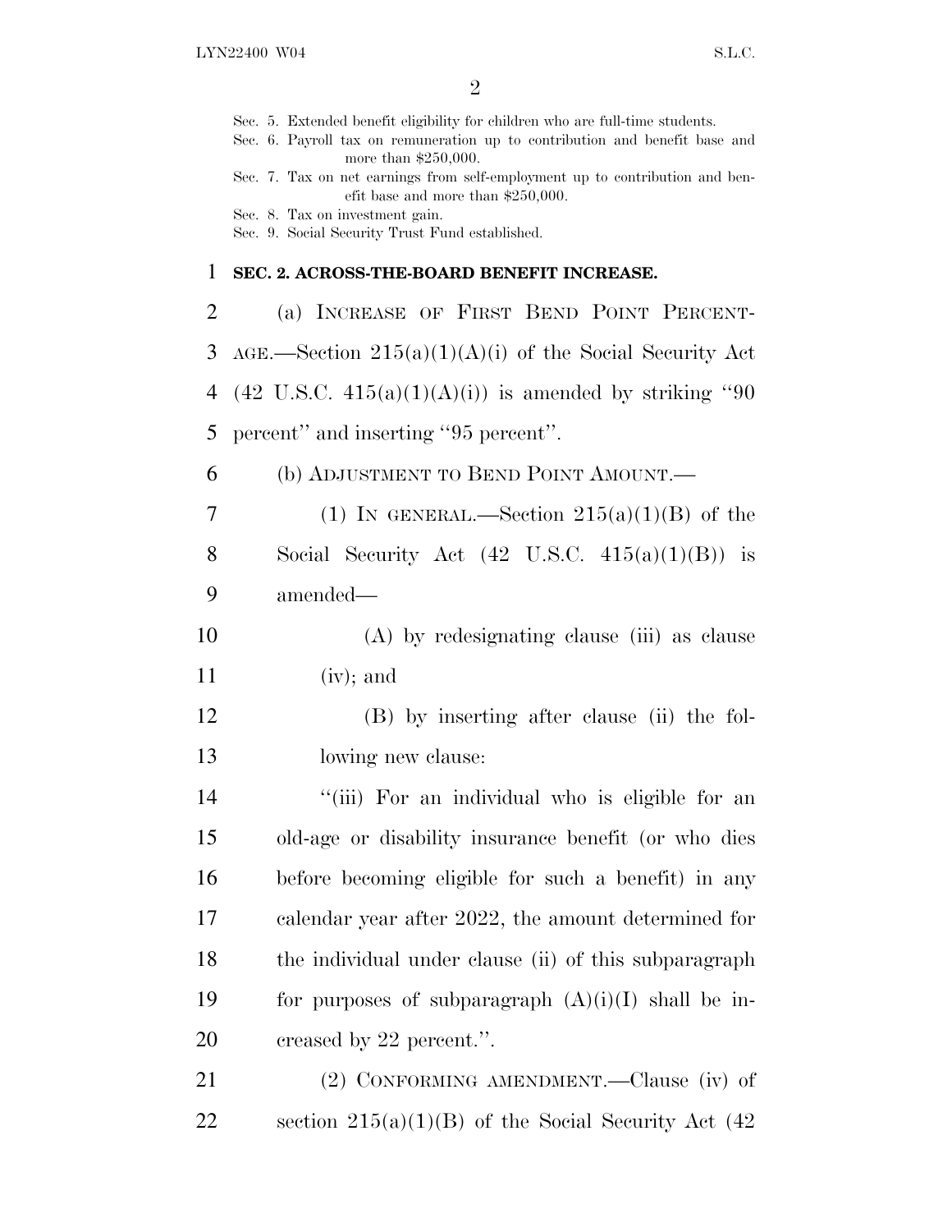Sec. 5. Extended benefit eligibility for children who are full-time students.
Sec. 6. Payroll tax on remuneration up to contribution and benefit base and more than $250,000.
Sec. 7. Tax on net earnings from self-employment up to contribution and benefit base and more than $250,000.
Sec. 8. Tax on investment gain.
Sec. 9. Social Security Trust Fund established.

**SEC. 2. ACROSS-THE-BOARD BENEFIT INCREASE.**

(a) INCREASE OF FIRST BEND POINT PERCENTAGE.—Section 215(a)(1)(A)(i) of the Social Security Act (42 U.S.C. 415(a)(1)(A)(i)) is amended by striking ''90 percent'' and inserting ''95 percent''.

(b) ADJUSTMENT TO BEND POINT AMOUNT.—

(1) IN GENERAL.—Section 215(a)(1)(B) of the Social Security Act (42 U.S.C. 415(a)(1)(B)) is amended—

(A) by redesignating clause (iii) as clause (iv); and

(B) by inserting after clause (ii) the following new clause:

''(iii) For an individual who is eligible for an old-age or disability insurance benefit (or who dies before becoming eligible for such a benefit) in any calendar year after 2022, the amount determined for the individual under clause (ii) of this subparagraph for purposes of subparagraph (A)(i)(I) shall be increased by 22 percent.''.

(2) CONFORMING AMENDMENT.—Clause (iv) of section 215(a)(1)(B) of the Social Security Act (42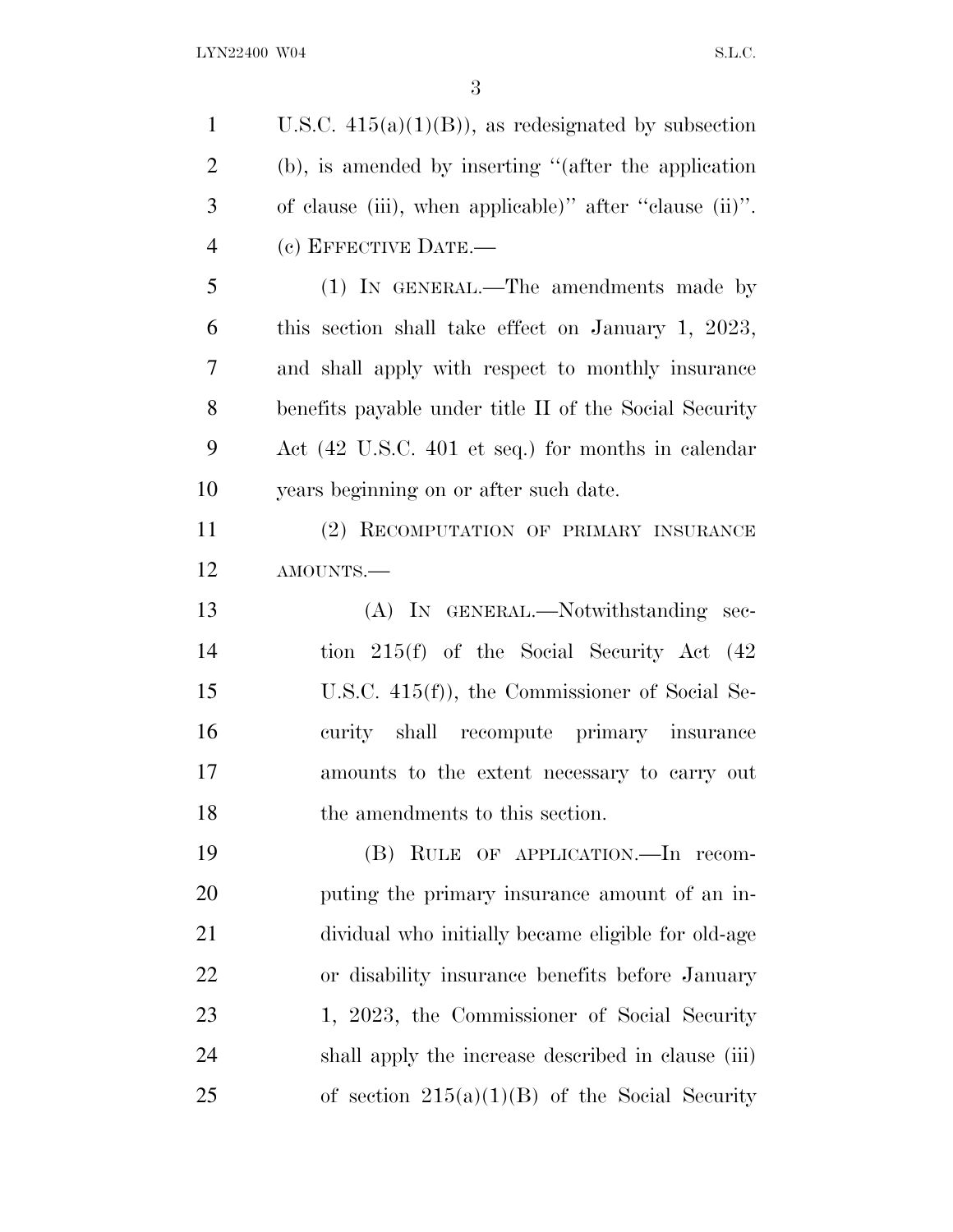U.S.C. 415(a)(1)(B)), as redesignated by subsection (b), is amended by inserting "(after the application of clause (iii), when applicable)" after "clause (ii)".

(c) EFFECTIVE DATE.—

(1) IN GENERAL.—The amendments made by this section shall take effect on January 1, 2023, and shall apply with respect to monthly insurance benefits payable under title II of the Social Security Act (42 U.S.C. 401 et seq.) for months in calendar years beginning on or after such date.

(2) RECOMPUTATION OF PRIMARY INSURANCE AMOUNTS.—

(A) IN GENERAL.—Notwithstanding section 215(f) of the Social Security Act (42 U.S.C. 415(f)), the Commissioner of Social Security shall recompute primary insurance amounts to the extent necessary to carry out the amendments to this section.

(B) RULE OF APPLICATION.—In recomputing the primary insurance amount of an individual who initially became eligible for old-age or disability insurance benefits before January 1, 2023, the Commissioner of Social Security shall apply the increase described in clause (iii) of section 215(a)(1)(B) of the Social Security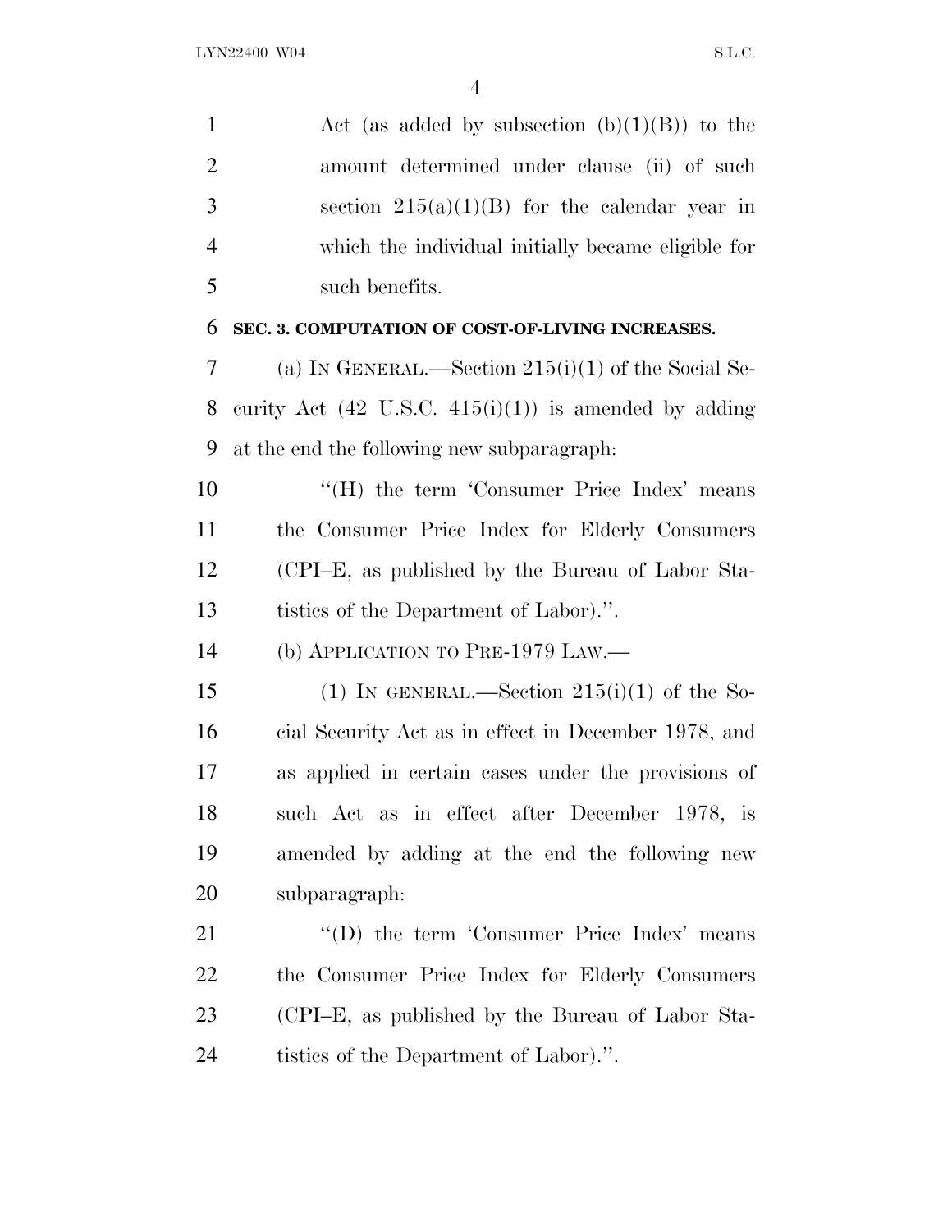Act (as added by subsection (b)(1)(B)) to the amount determined under clause (ii) of such section 215(a)(1)(B) for the calendar year in which the individual initially became eligible for such benefits.

**SEC. 3. COMPUTATION OF COST-OF-LIVING INCREASES.**

(a) IN GENERAL.—Section 215(i)(1) of the Social Security Act (42 U.S.C. 415(i)(1)) is amended by adding at the end the following new subparagraph:

"(H) the term 'Consumer Price Index' means the Consumer Price Index for Elderly Consumers (CPI–E, as published by the Bureau of Labor Statistics of the Department of Labor).".

(b) APPLICATION TO PRE-1979 LAW.—

(1) IN GENERAL.—Section 215(i)(1) of the Social Security Act as in effect in December 1978, and as applied in certain cases under the provisions of such Act as in effect after December 1978, is amended by adding at the end the following new subparagraph:

"(D) the term 'Consumer Price Index' means the Consumer Price Index for Elderly Consumers (CPI–E, as published by the Bureau of Labor Statistics of the Department of Labor).".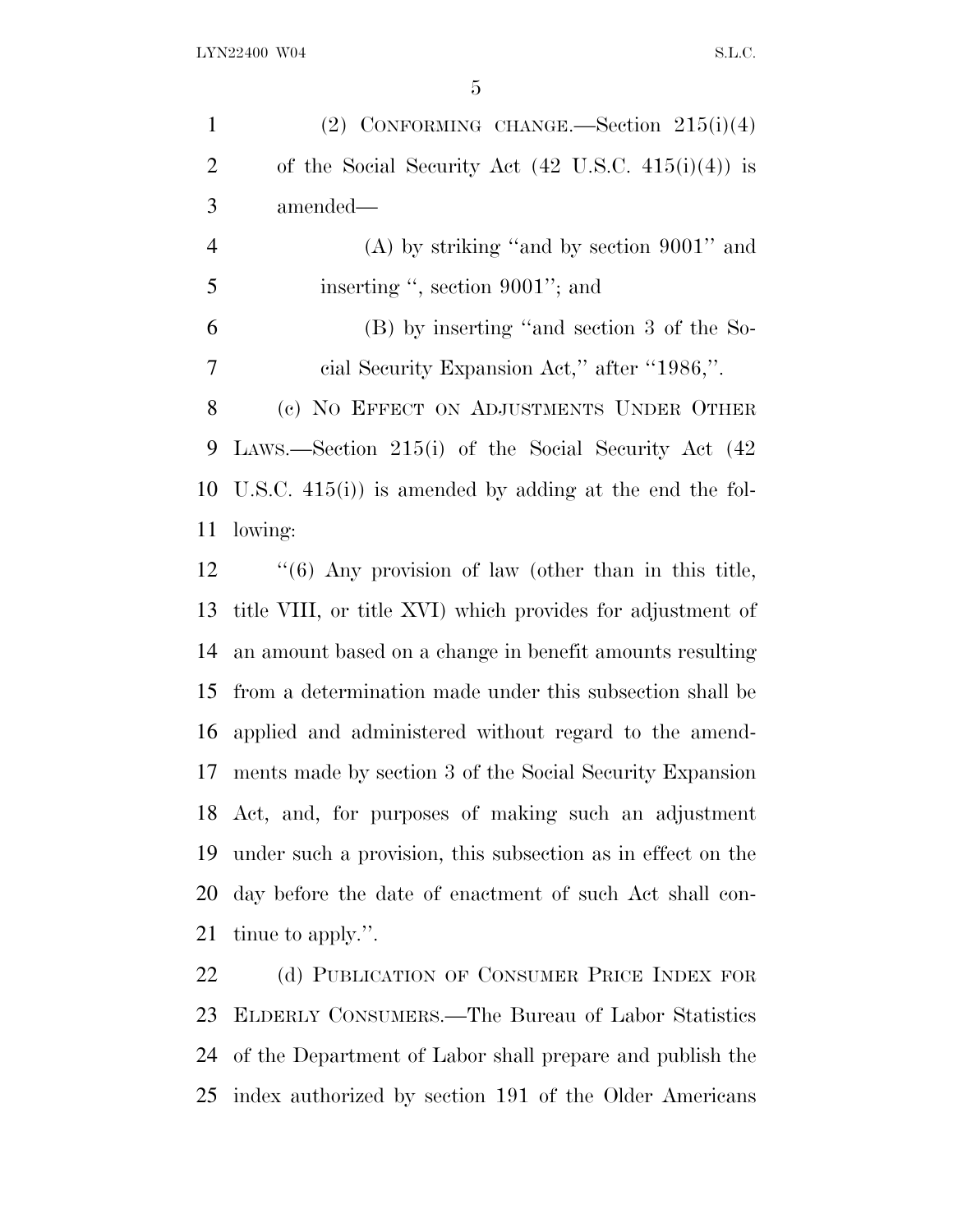(2) CONFORMING CHANGE.—Section 215(i)(4) of the Social Security Act (42 U.S.C. 415(i)(4)) is amended—

(A) by striking "and by section 9001" and inserting ", section 9001"; and

(B) by inserting "and section 3 of the Social Security Expansion Act," after "1986,".

(c) NO EFFECT ON ADJUSTMENTS UNDER OTHER LAWS.—Section 215(i) of the Social Security Act (42 U.S.C. 415(i)) is amended by adding at the end the following:

"(6) Any provision of law (other than in this title, title VIII, or title XVI) which provides for adjustment of an amount based on a change in benefit amounts resulting from a determination made under this subsection shall be applied and administered without regard to the amendments made by section 3 of the Social Security Expansion Act, and, for purposes of making such an adjustment under such a provision, this subsection as in effect on the day before the date of enactment of such Act shall continue to apply.".

(d) PUBLICATION OF CONSUMER PRICE INDEX FOR ELDERLY CONSUMERS.—The Bureau of Labor Statistics of the Department of Labor shall prepare and publish the index authorized by section 191 of the Older Americans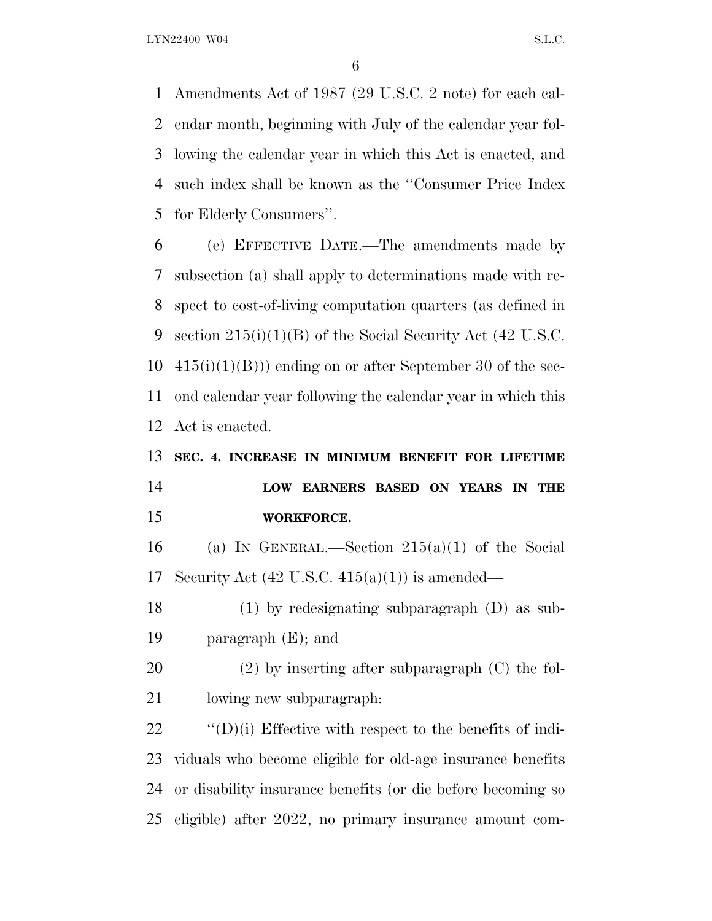Amendments Act of 1987 (29 U.S.C. 2 note) for each calendar month, beginning with July of the calendar year following the calendar year in which this Act is enacted, and such index shall be known as the ''Consumer Price Index for Elderly Consumers''.

(e) EFFECTIVE DATE.—The amendments made by subsection (a) shall apply to determinations made with respect to cost-of-living computation quarters (as defined in section 215(i)(1)(B) of the Social Security Act (42 U.S.C. 415(i)(1)(B))) ending on or after September 30 of the second calendar year following the calendar year in which this Act is enacted.

**SEC. 4. INCREASE IN MINIMUM BENEFIT FOR LIFETIME LOW EARNERS BASED ON YEARS IN THE WORKFORCE.**

(a) IN GENERAL.—Section 215(a)(1) of the Social Security Act (42 U.S.C. 415(a)(1)) is amended—

(1) by redesignating subparagraph (D) as subparagraph (E); and

(2) by inserting after subparagraph (C) the following new subparagraph:

''(D)(i) Effective with respect to the benefits of individuals who become eligible for old-age insurance benefits or disability insurance benefits (or die before becoming so eligible) after 2022, no primary insurance amount com-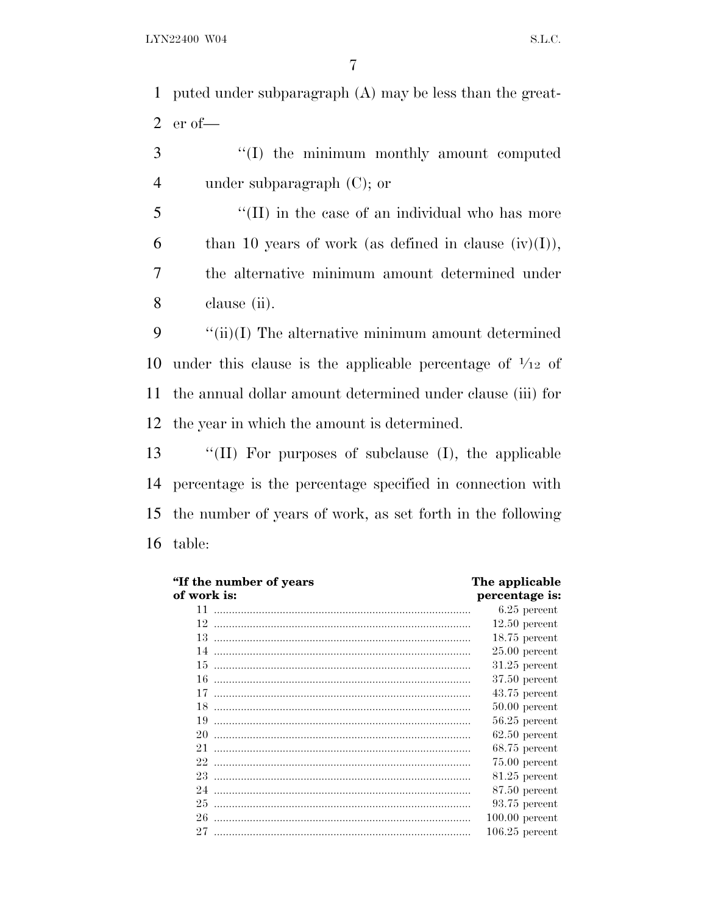puted under subparagraph (A) may be less than the greater of—

''(I) the minimum monthly amount computed under subparagraph (C); or

''(II) in the case of an individual who has more than 10 years of work (as defined in clause (iv)(I)), the alternative minimum amount determined under clause (ii).

''(ii)(I) The alternative minimum amount determined under this clause is the applicable percentage of 1/12 of the annual dollar amount determined under clause (iii) for the year in which the amount is determined.

''(II) For purposes of subclause (I), the applicable percentage is the percentage specified in connection with the number of years of work, as set forth in the following table:

| "If the number of years of work is: | The applicable percentage is: |
|---|---|
| 11 | 6.25 percent |
| 12 | 12.50 percent |
| 13 | 18.75 percent |
| 14 | 25.00 percent |
| 15 | 31.25 percent |
| 16 | 37.50 percent |
| 17 | 43.75 percent |
| 18 | 50.00 percent |
| 19 | 56.25 percent |
| 20 | 62.50 percent |
| 21 | 68.75 percent |
| 22 | 75.00 percent |
| 23 | 81.25 percent |
| 24 | 87.50 percent |
| 25 | 93.75 percent |
| 26 | 100.00 percent |
| 27 | 106.25 percent |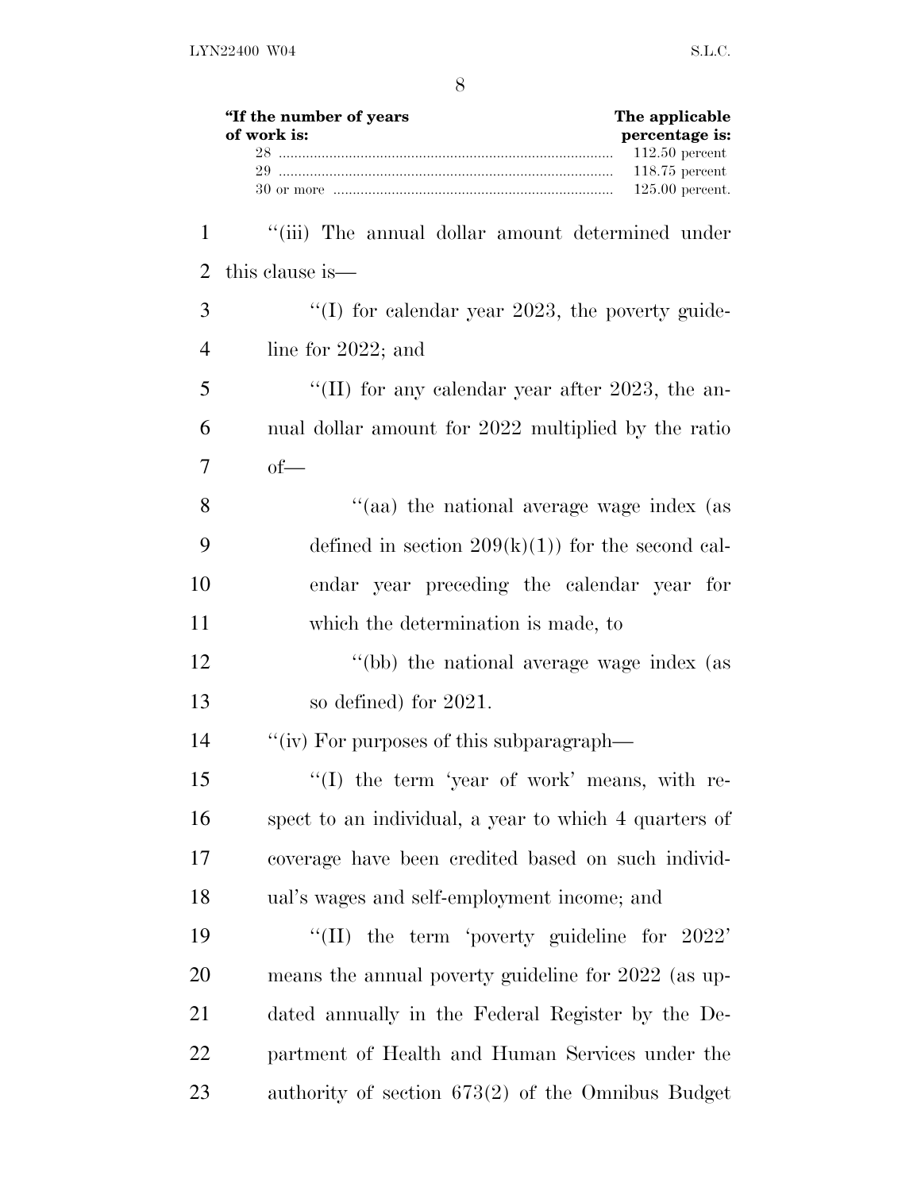| "If the number of years of work is: | The applicable percentage is: |
|---|---|
| 28 | 112.50 percent |
| 29 | 118.75 percent |
| 30 or more | 125.00 percent. |

"(iii) The annual dollar amount determined under this clause is—

"(I) for calendar year 2023, the poverty guideline for 2022; and

"(II) for any calendar year after 2023, the annual dollar amount for 2022 multiplied by the ratio of—

"(aa) the national average wage index (as defined in section 209(k)(1)) for the second calendar year preceding the calendar year for which the determination is made, to

"(bb) the national average wage index (as so defined) for 2021.

"(iv) For purposes of this subparagraph—

"(I) the term 'year of work' means, with respect to an individual, a year to which 4 quarters of coverage have been credited based on such individual's wages and self-employment income; and

"(II) the term 'poverty guideline for 2022' means the annual poverty guideline for 2022 (as updated annually in the Federal Register by the Department of Health and Human Services under the authority of section 673(2) of the Omnibus Budget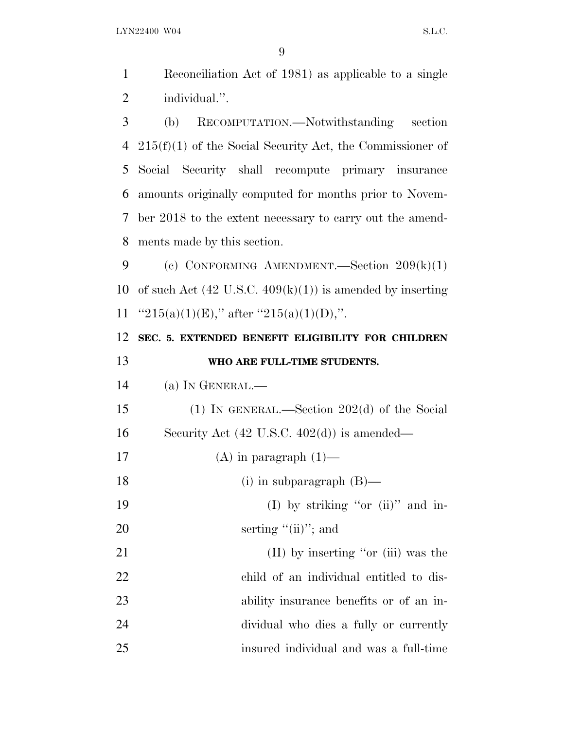Reconciliation Act of 1981) as applicable to a single individual.''.

(b) RECOMPUTATION.—Notwithstanding section 215(f)(1) of the Social Security Act, the Commissioner of Social Security shall recompute primary insurance amounts originally computed for months prior to November 2018 to the extent necessary to carry out the amendments made by this section.

(c) CONFORMING AMENDMENT.—Section 209(k)(1) of such Act (42 U.S.C. 409(k)(1)) is amended by inserting ''215(a)(1)(E),'' after ''215(a)(1)(D),''.

**SEC. 5. EXTENDED BENEFIT ELIGIBILITY FOR CHILDREN WHO ARE FULL-TIME STUDENTS.**

(a) IN GENERAL.—

(1) IN GENERAL.—Section 202(d) of the Social Security Act (42 U.S.C. 402(d)) is amended—

(A) in paragraph (1)—

(i) in subparagraph (B)—

(I) by striking ''or (ii)'' and inserting ''(ii)''; and

(II) by inserting ''or (iii) was the child of an individual entitled to disability insurance benefits or of an individual who dies a fully or currently insured individual and was a full-time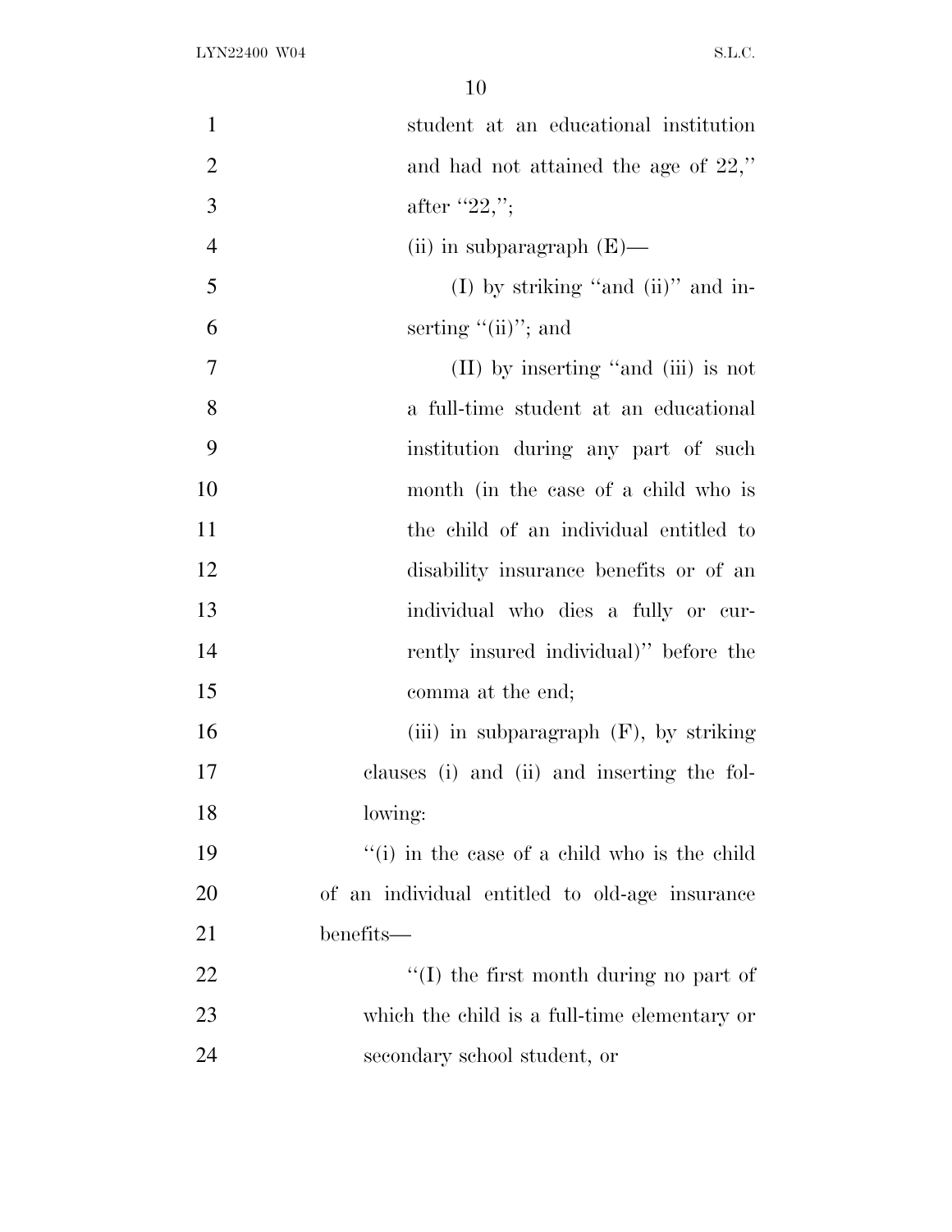student at an educational institution and had not attained the age of 22," after "22,";

(ii) in subparagraph (E)—

(I) by striking "and (ii)" and inserting "(ii)"; and

(II) by inserting "and (iii) is not a full-time student at an educational institution during any part of such month (in the case of a child who is the child of an individual entitled to disability insurance benefits or of an individual who dies a fully or currently insured individual)" before the comma at the end;

(iii) in subparagraph (F), by striking clauses (i) and (ii) and inserting the following:

"(i) in the case of a child who is the child of an individual entitled to old-age insurance benefits—

"(I) the first month during no part of which the child is a full-time elementary or secondary school student, or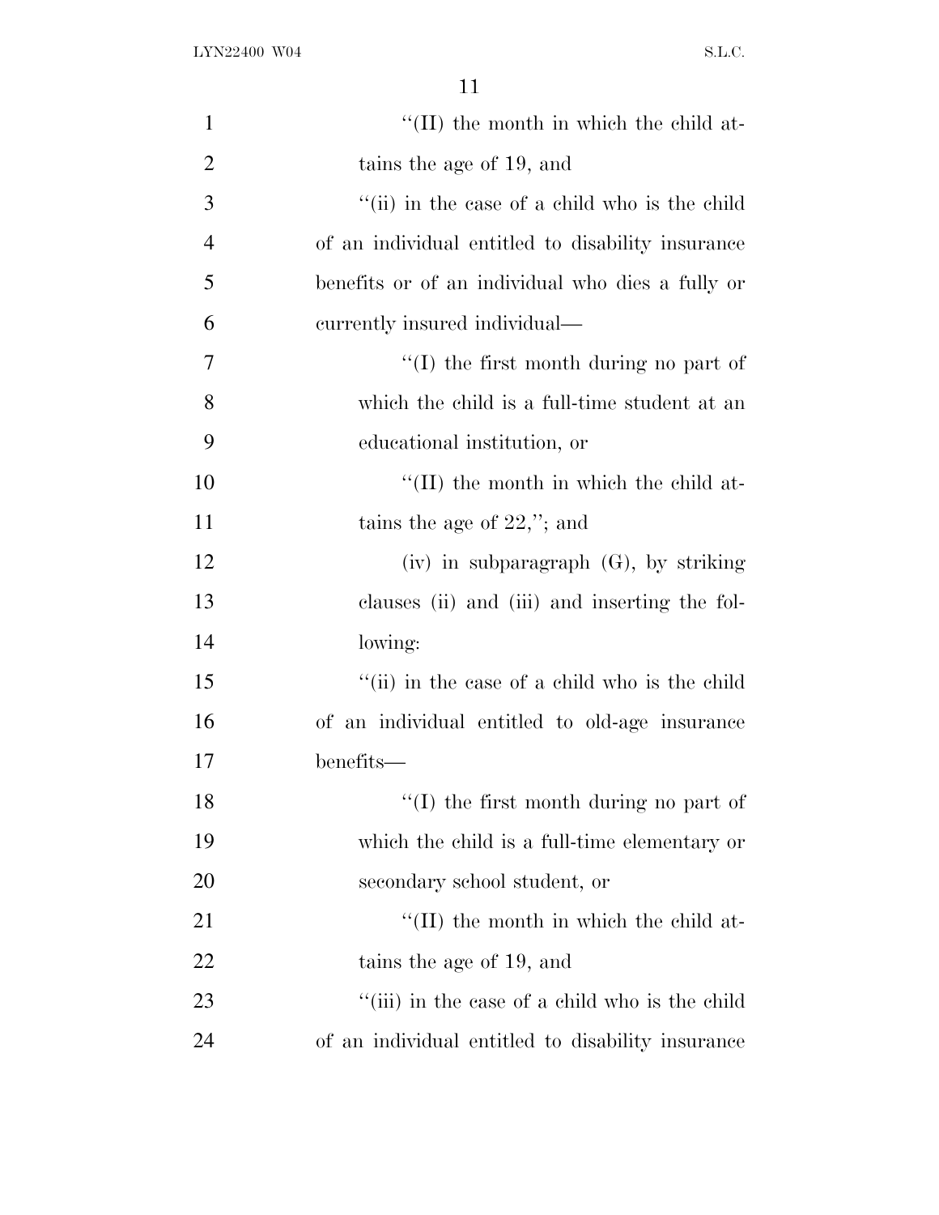''(II) the month in which the child attains the age of 19, and

''(ii) in the case of a child who is the child of an individual entitled to disability insurance benefits or of an individual who dies a fully or currently insured individual—

''(I) the first month during no part of which the child is a full-time student at an educational institution, or

''(II) the month in which the child attains the age of 22,''; and

(iv) in subparagraph (G), by striking clauses (ii) and (iii) and inserting the following:

''(ii) in the case of a child who is the child of an individual entitled to old-age insurance benefits—

''(I) the first month during no part of which the child is a full-time elementary or secondary school student, or

''(II) the month in which the child attains the age of 19, and

''(iii) in the case of a child who is the child of an individual entitled to disability insurance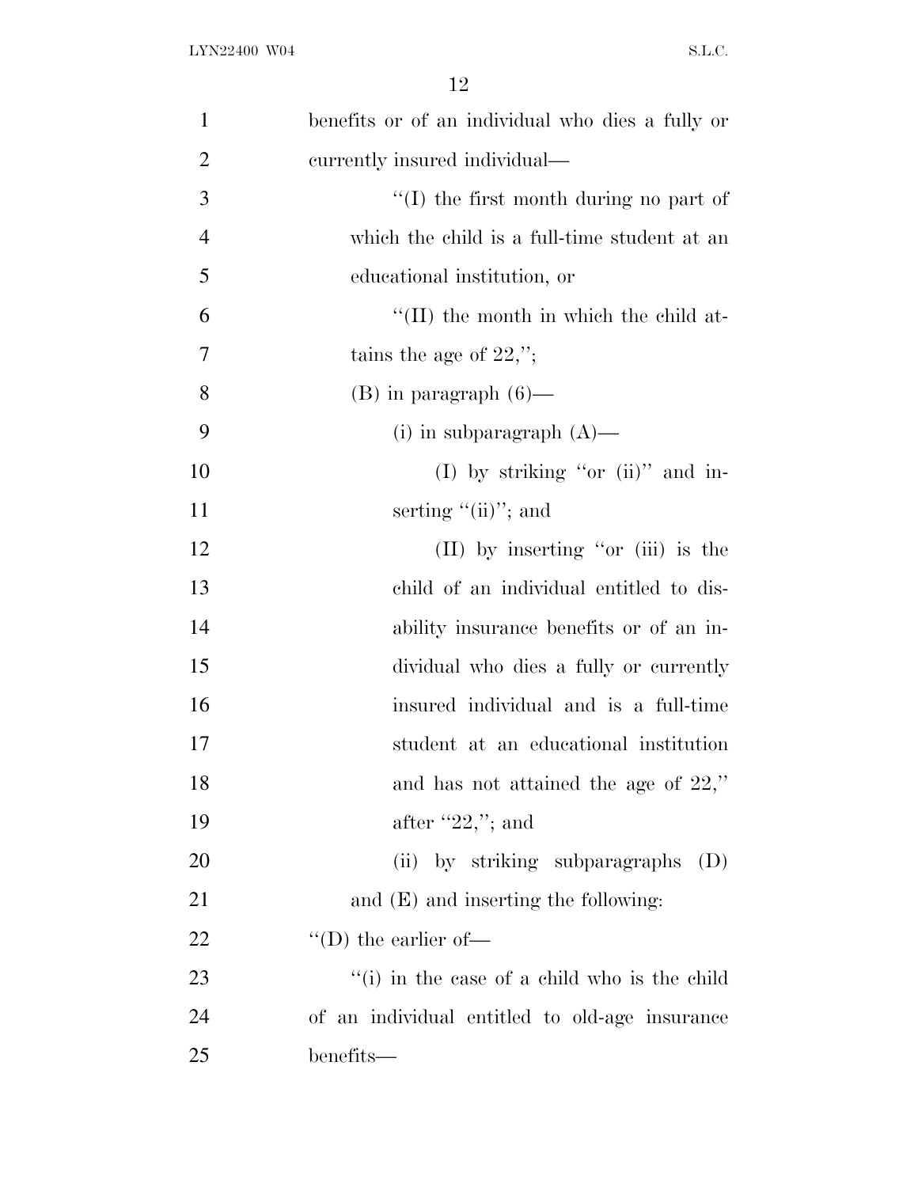benefits or of an individual who dies a fully or currently insured individual—

> ''(I) the first month during no part of which the child is a full-time student at an educational institution, or
>
> ''(II) the month in which the child attains the age of 22,'';

(B) in paragraph (6)—

> (i) in subparagraph (A)—
>
> > (I) by striking ''or (ii)'' and inserting ''(ii)''; and
> >
> > (II) by inserting ''or (iii) is the child of an individual entitled to disability insurance benefits or of an individual who dies a fully or currently insured individual and is a full-time student at an educational institution and has not attained the age of 22,'' after ''22,''; and
>
> (ii) by striking subparagraphs (D) and (E) and inserting the following:

''(D) the earlier of—

''(i) in the case of a child who is the child of an individual entitled to old-age insurance benefits—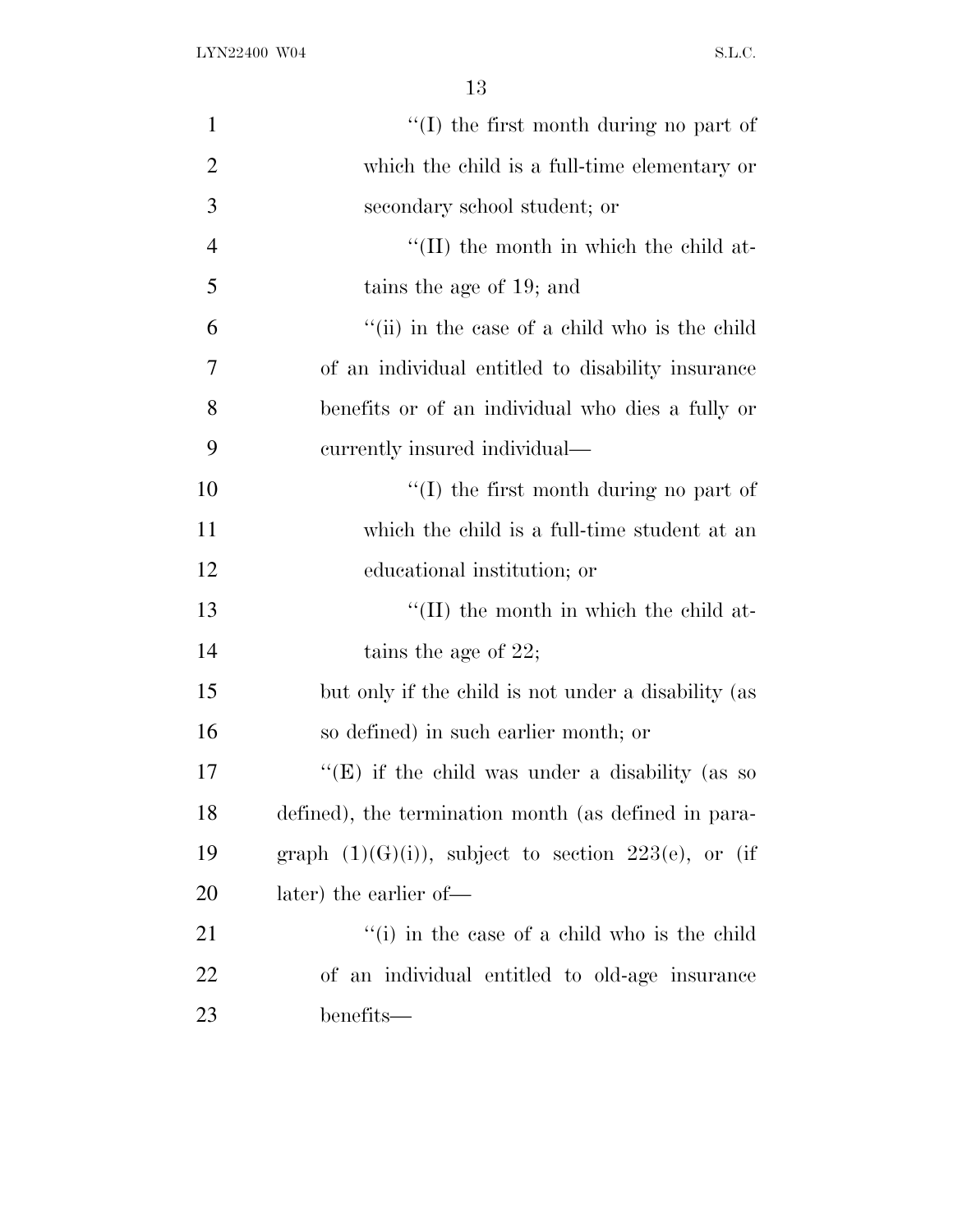''(I) the first month during no part of which the child is a full-time elementary or secondary school student; or

''(II) the month in which the child attains the age of 19; and

''(ii) in the case of a child who is the child of an individual entitled to disability insurance benefits or of an individual who dies a fully or currently insured individual—

''(I) the first month during no part of which the child is a full-time student at an educational institution; or

''(II) the month in which the child attains the age of 22;

but only if the child is not under a disability (as so defined) in such earlier month; or

''(E) if the child was under a disability (as so defined), the termination month (as defined in paragraph (1)(G)(i)), subject to section 223(e), or (if later) the earlier of—

''(i) in the case of a child who is the child of an individual entitled to old-age insurance benefits—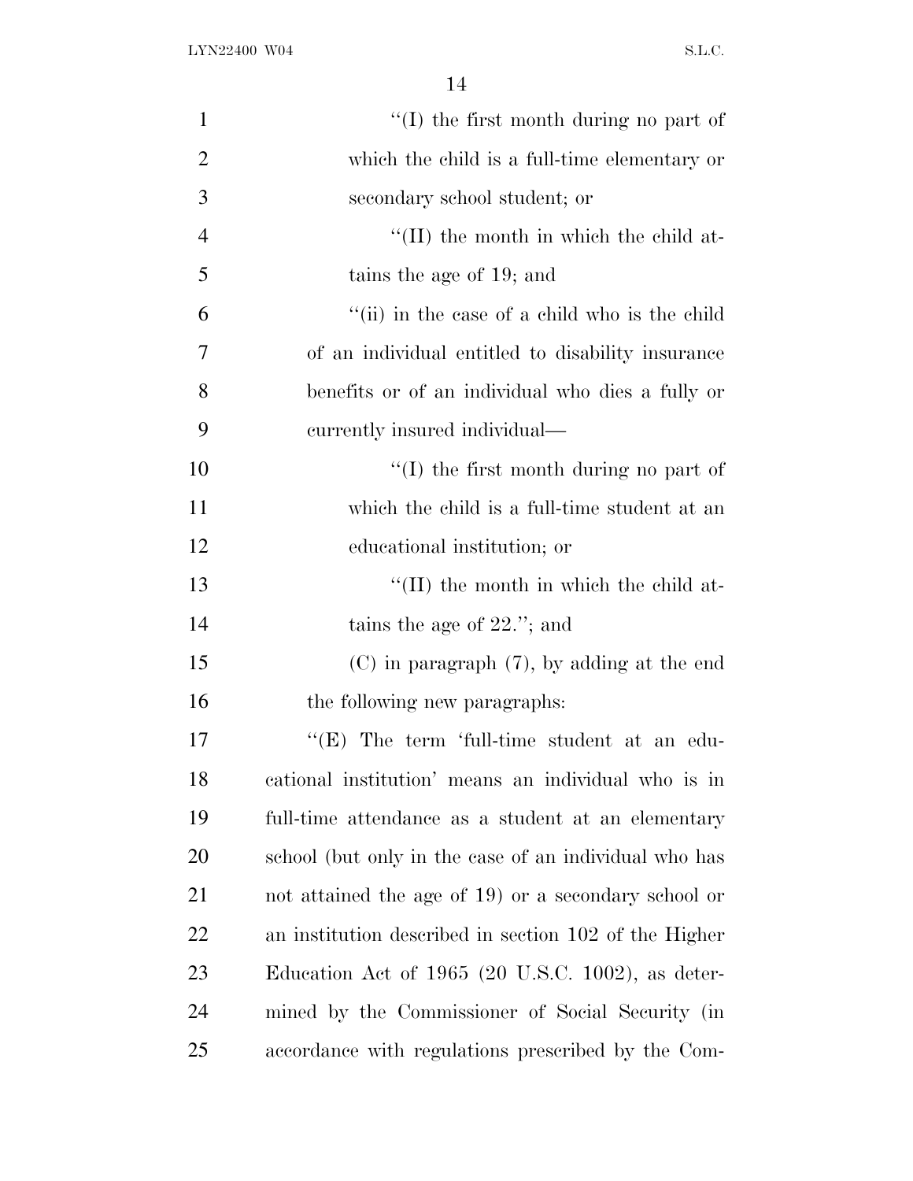''(I) the first month during no part of which the child is a full-time elementary or secondary school student; or

''(II) the month in which the child attains the age of 19; and

''(ii) in the case of a child who is the child of an individual entitled to disability insurance benefits or of an individual who dies a fully or currently insured individual—

''(I) the first month during no part of which the child is a full-time student at an educational institution; or

''(II) the month in which the child attains the age of 22.''; and

(C) in paragraph (7), by adding at the end the following new paragraphs:

''(E) The term 'full-time student at an educational institution' means an individual who is in full-time attendance as a student at an elementary school (but only in the case of an individual who has not attained the age of 19) or a secondary school or an institution described in section 102 of the Higher Education Act of 1965 (20 U.S.C. 1002), as determined by the Commissioner of Social Security (in accordance with regulations prescribed by the Com-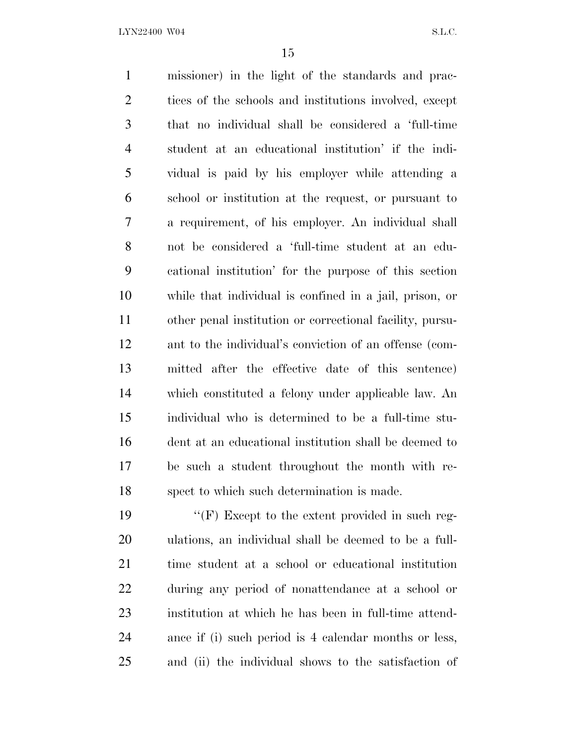missioner) in the light of the standards and practices of the schools and institutions involved, except that no individual shall be considered a 'full-time student at an educational institution' if the individual is paid by his employer while attending a school or institution at the request, or pursuant to a requirement, of his employer. An individual shall not be considered a 'full-time student at an educational institution' for the purpose of this section while that individual is confined in a jail, prison, or other penal institution or correctional facility, pursuant to the individual's conviction of an offense (committed after the effective date of this sentence) which constituted a felony under applicable law. An individual who is determined to be a full-time student at an educational institution shall be deemed to be such a student throughout the month with respect to which such determination is made.

"(F) Except to the extent provided in such regulations, an individual shall be deemed to be a full-time student at a school or educational institution during any period of nonattendance at a school or institution at which he has been in full-time attendance if (i) such period is 4 calendar months or less, and (ii) the individual shows to the satisfaction of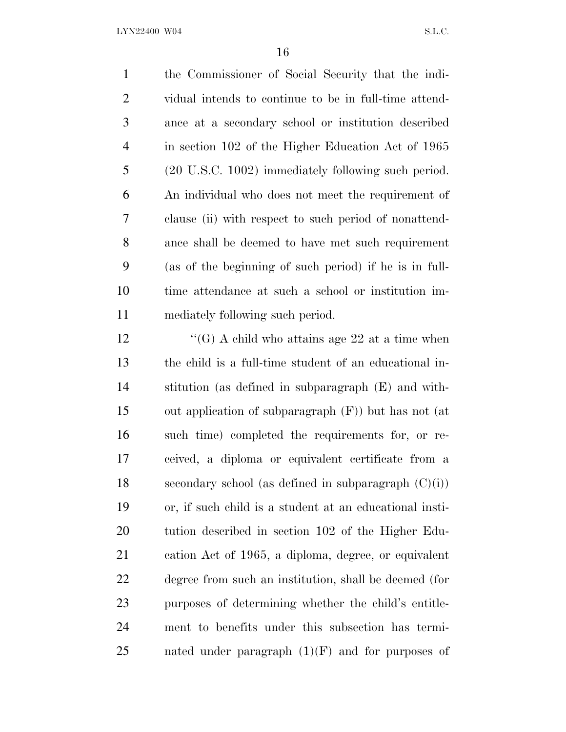the Commissioner of Social Security that the individual intends to continue to be in full-time attendance at a secondary school or institution described in section 102 of the Higher Education Act of 1965 (20 U.S.C. 1002) immediately following such period. An individual who does not meet the requirement of clause (ii) with respect to such period of nonattendance shall be deemed to have met such requirement (as of the beginning of such period) if he is in full-time attendance at such a school or institution immediately following such period.

''(G) A child who attains age 22 at a time when the child is a full-time student of an educational institution (as defined in subparagraph (E) and without application of subparagraph (F)) but has not (at such time) completed the requirements for, or received, a diploma or equivalent certificate from a secondary school (as defined in subparagraph (C)(i)) or, if such child is a student at an educational institution described in section 102 of the Higher Education Act of 1965, a diploma, degree, or equivalent degree from such an institution, shall be deemed (for purposes of determining whether the child's entitlement to benefits under this subsection has terminated under paragraph (1)(F) and for purposes of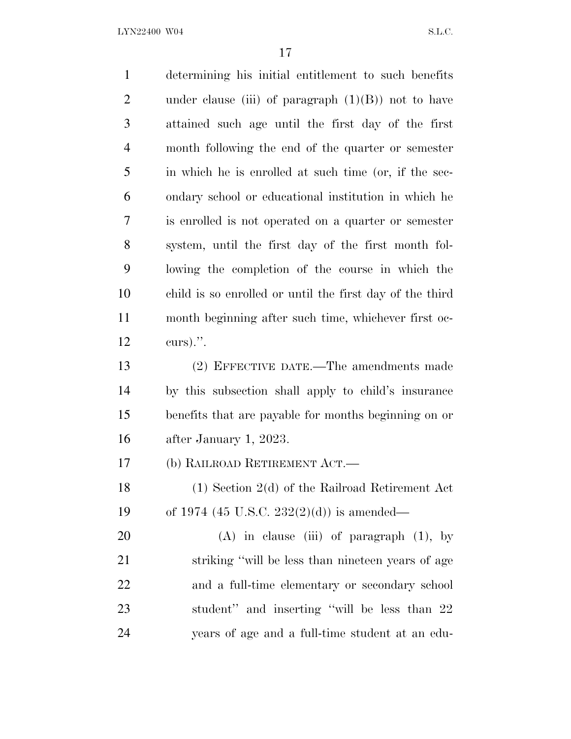determining his initial entitlement to such benefits under clause (iii) of paragraph (1)(B)) not to have attained such age until the first day of the first month following the end of the quarter or semester in which he is enrolled at such time (or, if the secondary school or educational institution in which he is enrolled is not operated on a quarter or semester system, until the first day of the first month following the completion of the course in which the child is so enrolled or until the first day of the third month beginning after such time, whichever first occurs).''.

(2) EFFECTIVE DATE.—The amendments made by this subsection shall apply to child's insurance benefits that are payable for months beginning on or after January 1, 2023.

(b) RAILROAD RETIREMENT ACT.—

(1) Section 2(d) of the Railroad Retirement Act of 1974 (45 U.S.C. 232(2)(d)) is amended—

(A) in clause (iii) of paragraph (1), by striking ''will be less than nineteen years of age and a full-time elementary or secondary school student'' and inserting ''will be less than 22 years of age and a full-time student at an edu-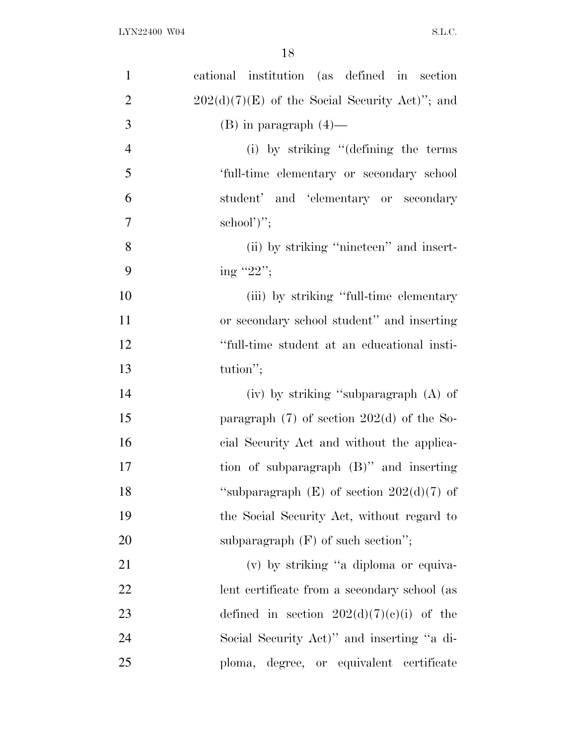cational institution (as defined in section 202(d)(7)(E) of the Social Security Act)''; and

(B) in paragraph (4)—

(i) by striking ''(defining the terms 'full-time elementary or secondary school student' and 'elementary or secondary school')'';

(ii) by striking ''nineteen'' and inserting ''22'';

(iii) by striking ''full-time elementary or secondary school student'' and inserting ''full-time student at an educational institution'';

(iv) by striking ''subparagraph (A) of paragraph (7) of section 202(d) of the Social Security Act and without the application of subparagraph (B)'' and inserting ''subparagraph (E) of section 202(d)(7) of the Social Security Act, without regard to subparagraph (F) of such section'';

(v) by striking ''a diploma or equivalent certificate from a secondary school (as defined in section 202(d)(7)(c)(i) of the Social Security Act)'' and inserting ''a diploma, degree, or equivalent certificate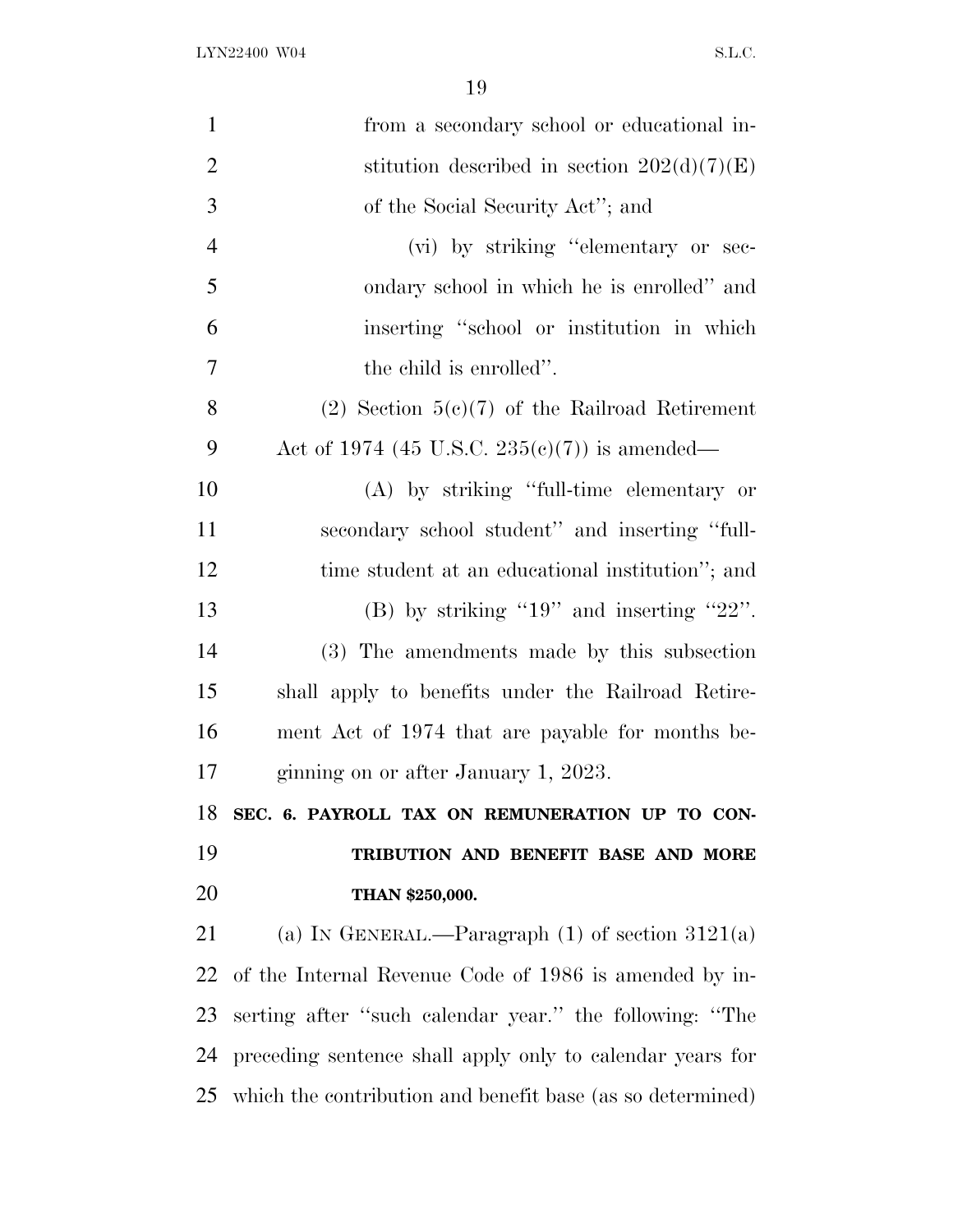from a secondary school or educational institution described in section 202(d)(7)(E) of the Social Security Act''; and

(vi) by striking ''elementary or secondary school in which he is enrolled'' and inserting ''school or institution in which the child is enrolled''.

(2) Section 5(c)(7) of the Railroad Retirement Act of 1974 (45 U.S.C. 235(c)(7)) is amended—

(A) by striking ''full-time elementary or secondary school student'' and inserting ''full-time student at an educational institution''; and

(B) by striking ''19'' and inserting ''22''.

(3) The amendments made by this subsection shall apply to benefits under the Railroad Retirement Act of 1974 that are payable for months beginning on or after January 1, 2023.

**SEC. 6. PAYROLL TAX ON REMUNERATION UP TO CONTRIBUTION AND BENEFIT BASE AND MORE THAN $250,000.**

(a) IN GENERAL.—Paragraph (1) of section 3121(a) of the Internal Revenue Code of 1986 is amended by inserting after ''such calendar year.'' the following: ''The preceding sentence shall apply only to calendar years for which the contribution and benefit base (as so determined)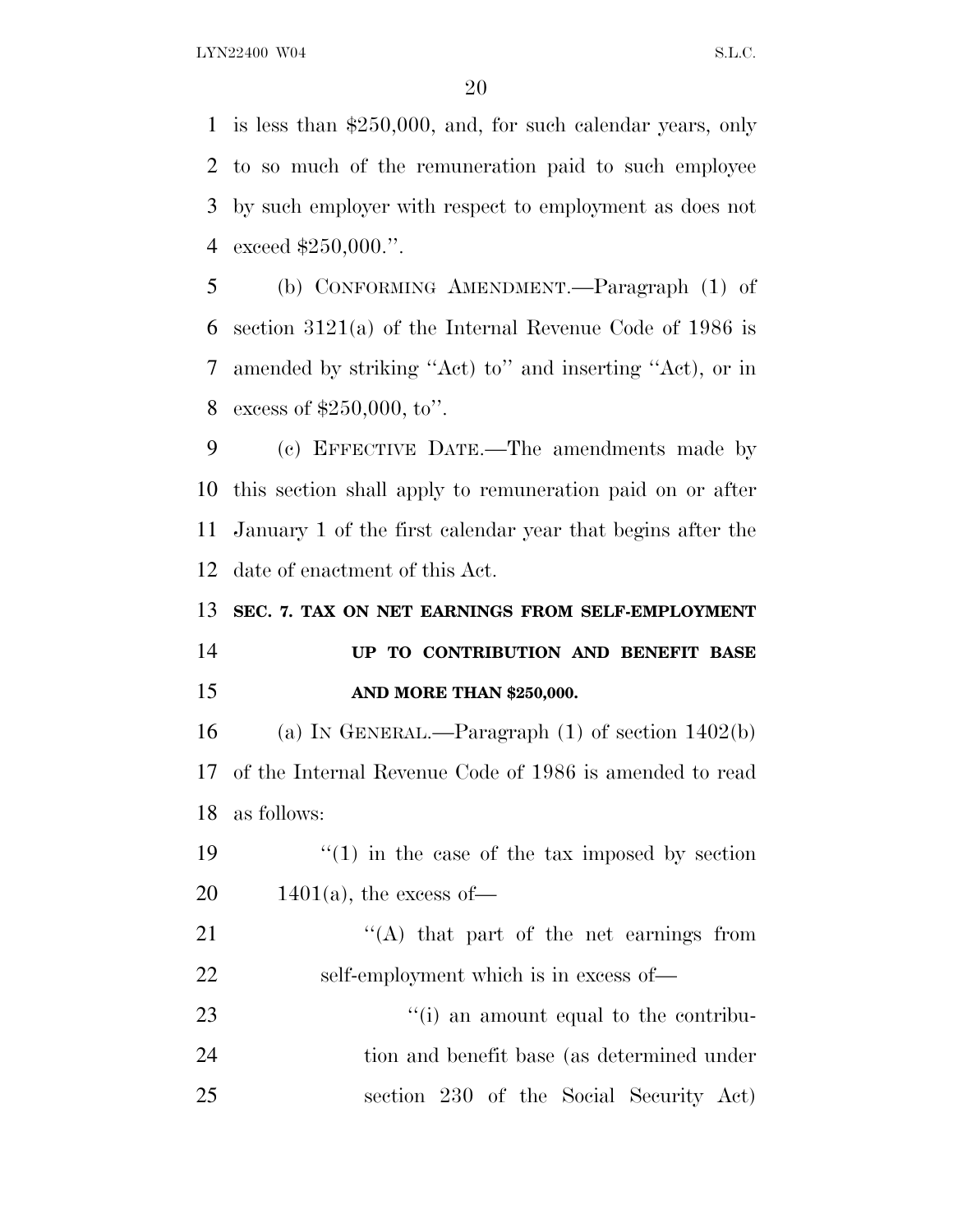is less than $250,000, and, for such calendar years, only to so much of the remuneration paid to such employee by such employer with respect to employment as does not exceed $250,000.''.

(b) CONFORMING AMENDMENT.—Paragraph (1) of section 3121(a) of the Internal Revenue Code of 1986 is amended by striking ''Act) to'' and inserting ''Act), or in excess of $250,000, to''.

(c) EFFECTIVE DATE.—The amendments made by this section shall apply to remuneration paid on or after January 1 of the first calendar year that begins after the date of enactment of this Act.

**SEC. 7. TAX ON NET EARNINGS FROM SELF-EMPLOYMENT UP TO CONTRIBUTION AND BENEFIT BASE AND MORE THAN $250,000.**

(a) IN GENERAL.—Paragraph (1) of section 1402(b) of the Internal Revenue Code of 1986 is amended to read as follows:

''(1) in the case of the tax imposed by section 1401(a), the excess of—

''(A) that part of the net earnings from self-employment which is in excess of—

''(i) an amount equal to the contribution and benefit base (as determined under section 230 of the Social Security Act)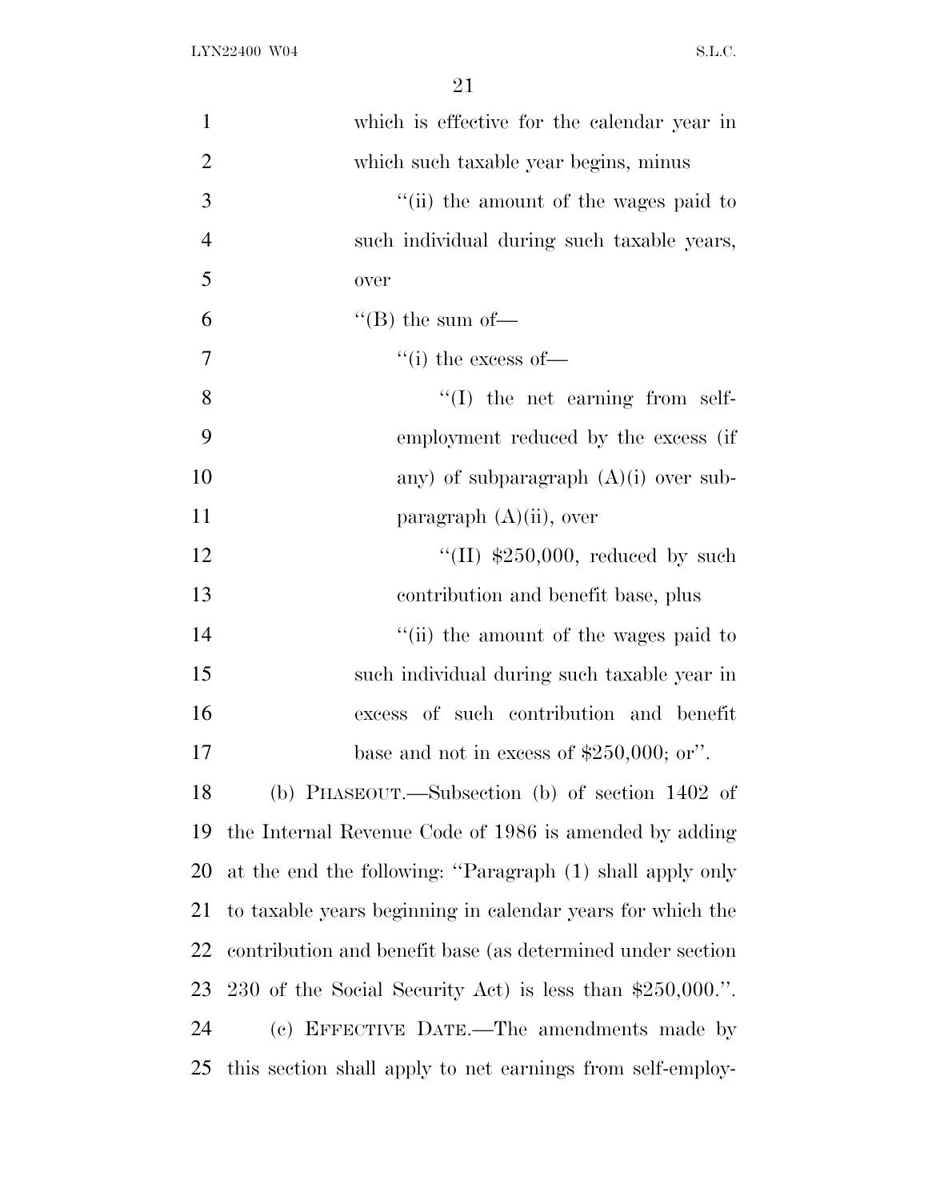which is effective for the calendar year in which such taxable year begins, minus

''(ii) the amount of the wages paid to such individual during such taxable years, over

''(B) the sum of—

''(i) the excess of—

''(I) the net earning from self-employment reduced by the excess (if any) of subparagraph (A)(i) over subparagraph (A)(ii), over

''(II) $250,000, reduced by such contribution and benefit base, plus

''(ii) the amount of the wages paid to such individual during such taxable year in excess of such contribution and benefit base and not in excess of $250,000; or''.

(b) PHASEOUT.—Subsection (b) of section 1402 of the Internal Revenue Code of 1986 is amended by adding at the end the following: ''Paragraph (1) shall apply only to taxable years beginning in calendar years for which the contribution and benefit base (as determined under section 230 of the Social Security Act) is less than $250,000.''.

(c) EFFECTIVE DATE.—The amendments made by this section shall apply to net earnings from self-employ-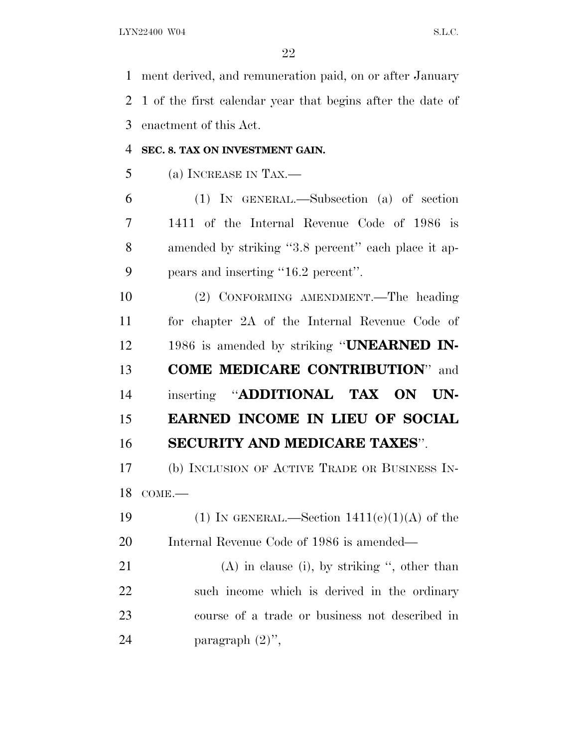ment derived, and remuneration paid, on or after January 1 of the first calendar year that begins after the date of enactment of this Act.

**SEC. 8. TAX ON INVESTMENT GAIN.**

(a) INCREASE IN TAX.—

(1) IN GENERAL.—Subsection (a) of section 1411 of the Internal Revenue Code of 1986 is amended by striking "3.8 percent" each place it appears and inserting "16.2 percent".

(2) CONFORMING AMENDMENT.—The heading for chapter 2A of the Internal Revenue Code of 1986 is amended by striking "**UNEARNED INCOME MEDICARE CONTRIBUTION**" and inserting "**ADDITIONAL TAX ON UNEARNED INCOME IN LIEU OF SOCIAL SECURITY AND MEDICARE TAXES**".

(b) INCLUSION OF ACTIVE TRADE OR BUSINESS INCOME.—

(1) IN GENERAL.—Section 1411(c)(1)(A) of the Internal Revenue Code of 1986 is amended—

(A) in clause (i), by striking ", other than such income which is derived in the ordinary course of a trade or business not described in paragraph (2)",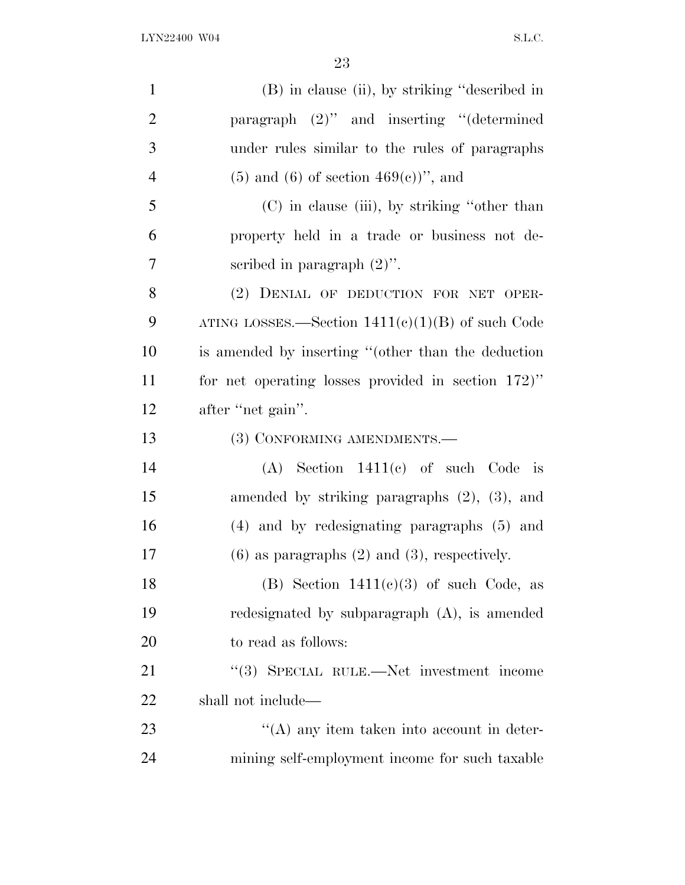(B) in clause (ii), by striking "described in paragraph (2)" and inserting "(determined under rules similar to the rules of paragraphs (5) and (6) of section 469(c))", and

(C) in clause (iii), by striking "other than property held in a trade or business not described in paragraph (2)".

(2) DENIAL OF DEDUCTION FOR NET OPERATING LOSSES.—Section 1411(c)(1)(B) of such Code is amended by inserting "(other than the deduction for net operating losses provided in section 172)" after "net gain".

(3) CONFORMING AMENDMENTS.—

(A) Section 1411(c) of such Code is amended by striking paragraphs (2), (3), and (4) and by redesignating paragraphs (5) and (6) as paragraphs (2) and (3), respectively.

(B) Section 1411(c)(3) of such Code, as redesignated by subparagraph (A), is amended to read as follows:

"(3) SPECIAL RULE.—Net investment income shall not include—

"(A) any item taken into account in determining self-employment income for such taxable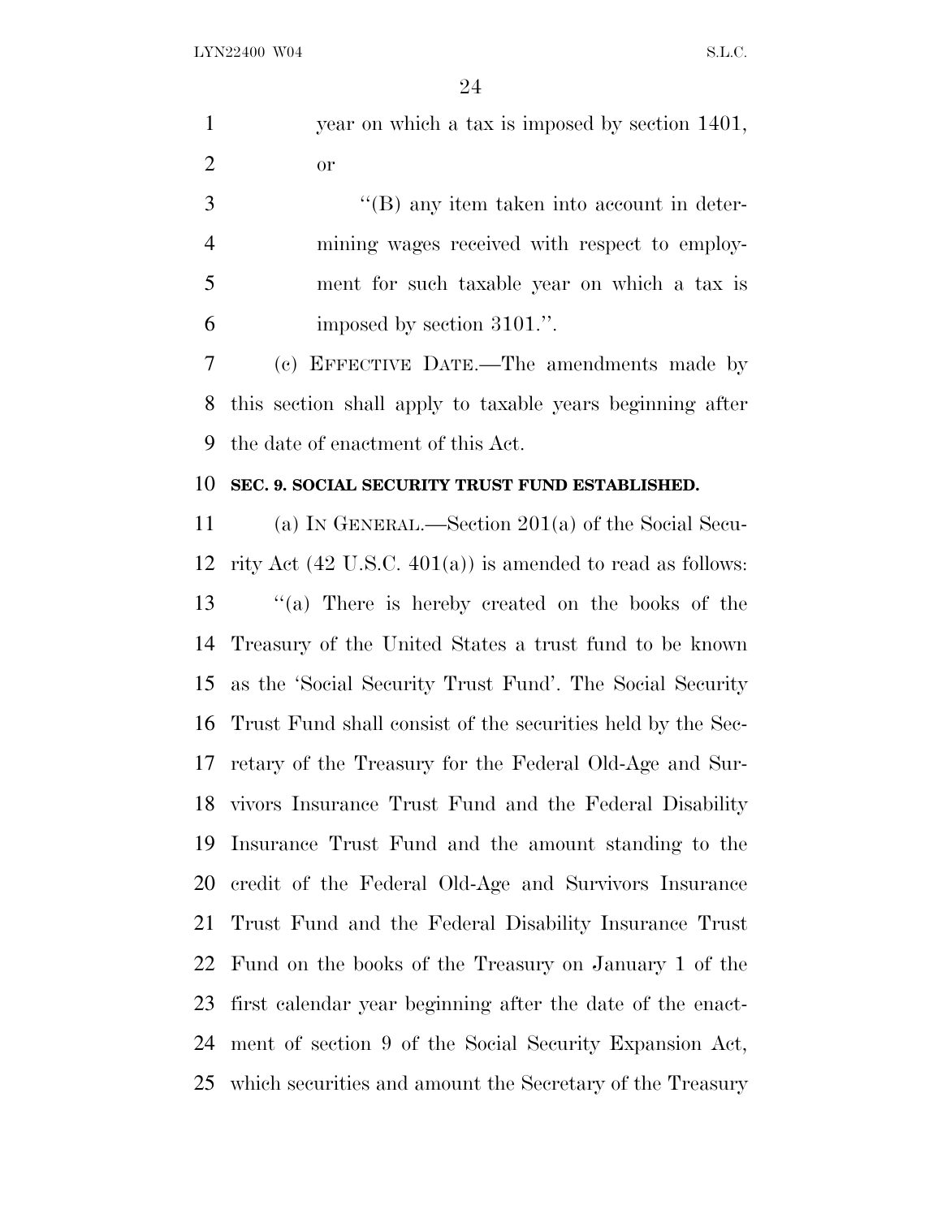year on which a tax is imposed by section 1401, or

"(B) any item taken into account in determining wages received with respect to employment for such taxable year on which a tax is imposed by section 3101.".

(c) EFFECTIVE DATE.—The amendments made by this section shall apply to taxable years beginning after the date of enactment of this Act.

**SEC. 9. SOCIAL SECURITY TRUST FUND ESTABLISHED.**

(a) IN GENERAL.—Section 201(a) of the Social Security Act (42 U.S.C. 401(a)) is amended to read as follows:

"(a) There is hereby created on the books of the Treasury of the United States a trust fund to be known as the 'Social Security Trust Fund'. The Social Security Trust Fund shall consist of the securities held by the Secretary of the Treasury for the Federal Old-Age and Survivors Insurance Trust Fund and the Federal Disability Insurance Trust Fund and the amount standing to the credit of the Federal Old-Age and Survivors Insurance Trust Fund and the Federal Disability Insurance Trust Fund on the books of the Treasury on January 1 of the first calendar year beginning after the date of the enactment of section 9 of the Social Security Expansion Act, which securities and amount the Secretary of the Treasury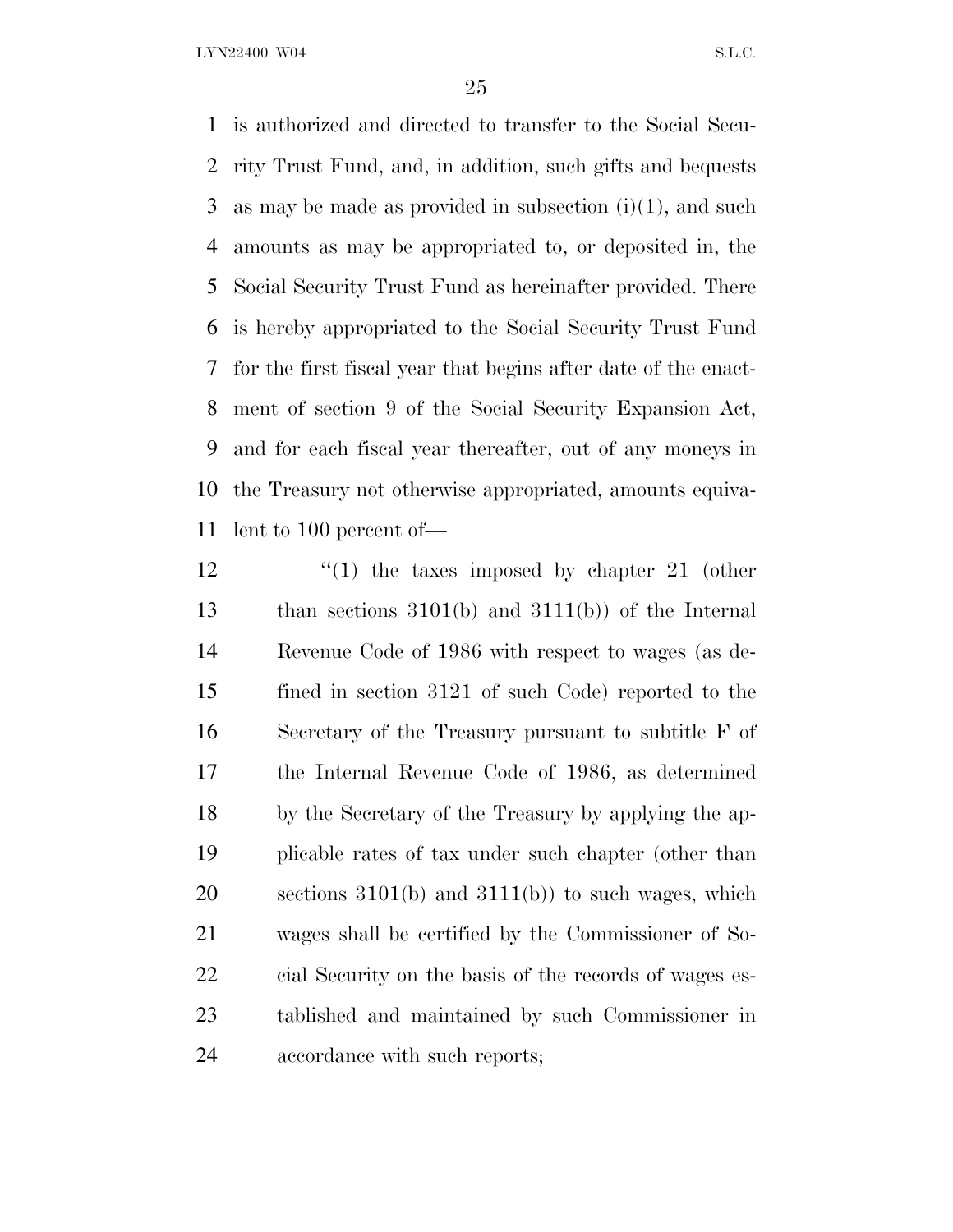is authorized and directed to transfer to the Social Security Trust Fund, and, in addition, such gifts and bequests as may be made as provided in subsection (i)(1), and such amounts as may be appropriated to, or deposited in, the Social Security Trust Fund as hereinafter provided. There is hereby appropriated to the Social Security Trust Fund for the first fiscal year that begins after date of the enactment of section 9 of the Social Security Expansion Act, and for each fiscal year thereafter, out of any moneys in the Treasury not otherwise appropriated, amounts equivalent to 100 percent of—

"(1) the taxes imposed by chapter 21 (other than sections 3101(b) and 3111(b)) of the Internal Revenue Code of 1986 with respect to wages (as defined in section 3121 of such Code) reported to the Secretary of the Treasury pursuant to subtitle F of the Internal Revenue Code of 1986, as determined by the Secretary of the Treasury by applying the applicable rates of tax under such chapter (other than sections 3101(b) and 3111(b)) to such wages, which wages shall be certified by the Commissioner of Social Security on the basis of the records of wages established and maintained by such Commissioner in accordance with such reports;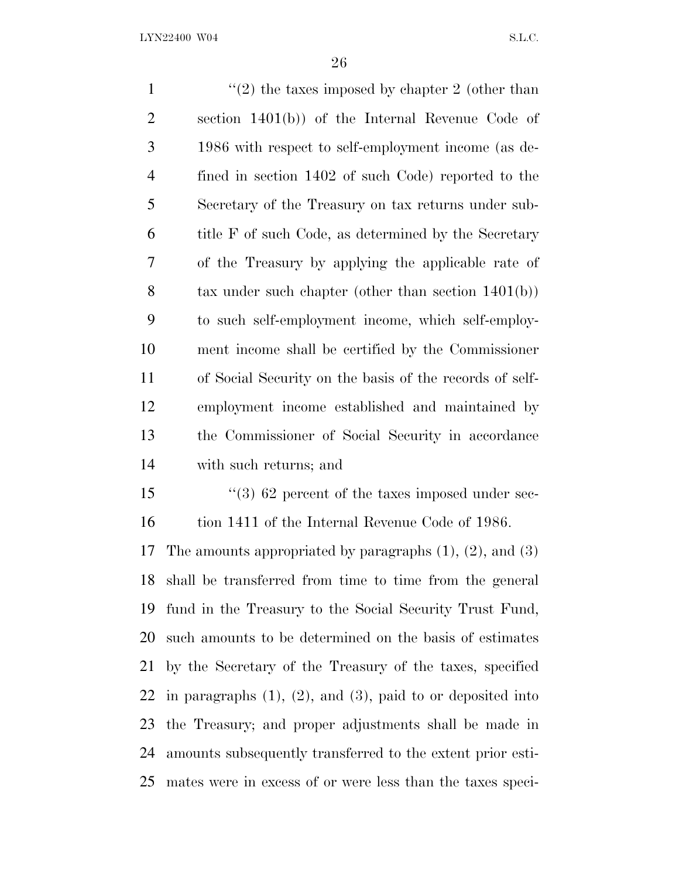"(2) the taxes imposed by chapter 2 (other than section 1401(b)) of the Internal Revenue Code of 1986 with respect to self-employment income (as defined in section 1402 of such Code) reported to the Secretary of the Treasury on tax returns under subtitle F of such Code, as determined by the Secretary of the Treasury by applying the applicable rate of tax under such chapter (other than section 1401(b)) to such self-employment income, which self-employment income shall be certified by the Commissioner of Social Security on the basis of the records of self-employment income established and maintained by the Commissioner of Social Security in accordance with such returns; and

"(3) 62 percent of the taxes imposed under section 1411 of the Internal Revenue Code of 1986.

The amounts appropriated by paragraphs (1), (2), and (3) shall be transferred from time to time from the general fund in the Treasury to the Social Security Trust Fund, such amounts to be determined on the basis of estimates by the Secretary of the Treasury of the taxes, specified in paragraphs (1), (2), and (3), paid to or deposited into the Treasury; and proper adjustments shall be made in amounts subsequently transferred to the extent prior estimates were in excess of or were less than the taxes speci-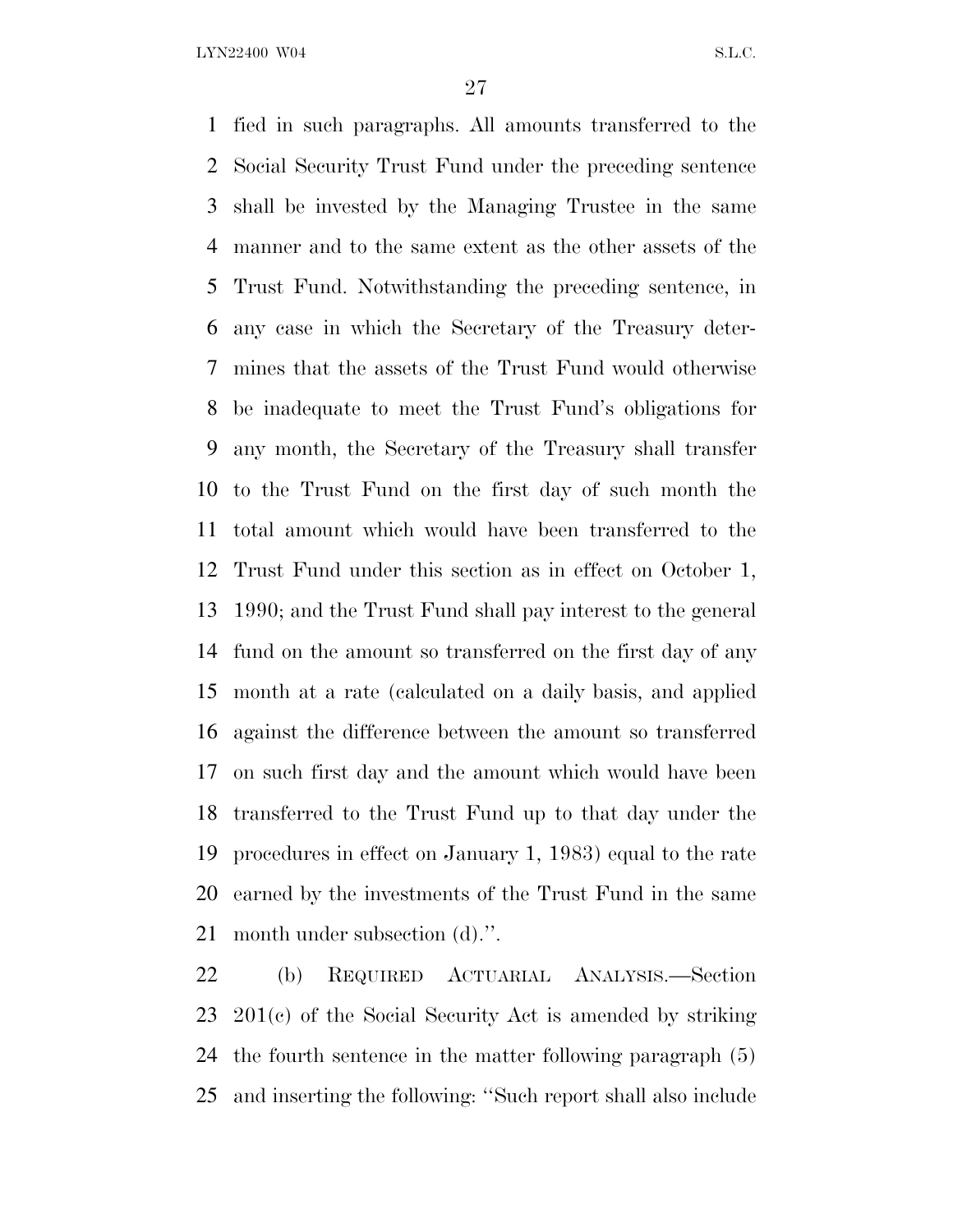fied in such paragraphs. All amounts transferred to the Social Security Trust Fund under the preceding sentence shall be invested by the Managing Trustee in the same manner and to the same extent as the other assets of the Trust Fund. Notwithstanding the preceding sentence, in any case in which the Secretary of the Treasury determines that the assets of the Trust Fund would otherwise be inadequate to meet the Trust Fund's obligations for any month, the Secretary of the Treasury shall transfer to the Trust Fund on the first day of such month the total amount which would have been transferred to the Trust Fund under this section as in effect on October 1, 1990; and the Trust Fund shall pay interest to the general fund on the amount so transferred on the first day of any month at a rate (calculated on a daily basis, and applied against the difference between the amount so transferred on such first day and the amount which would have been transferred to the Trust Fund up to that day under the procedures in effect on January 1, 1983) equal to the rate earned by the investments of the Trust Fund in the same month under subsection (d).''.

(b) REQUIRED ACTUARIAL ANALYSIS.—Section 201(c) of the Social Security Act is amended by striking the fourth sentence in the matter following paragraph (5) and inserting the following: ''Such report shall also include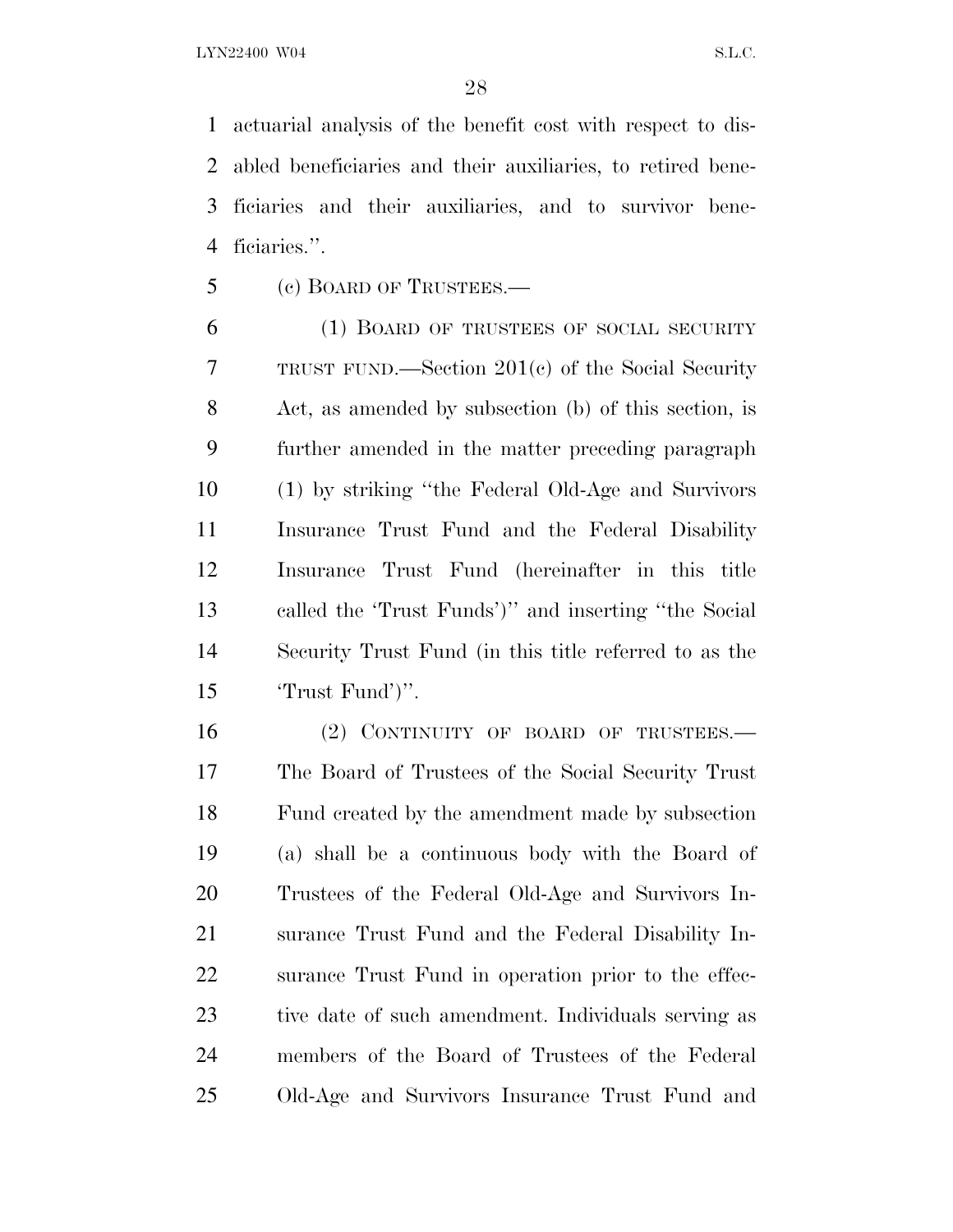actuarial analysis of the benefit cost with respect to disabled beneficiaries and their auxiliaries, to retired beneficiaries and their auxiliaries, and to survivor beneficiaries.''.

(c) BOARD OF TRUSTEES.—

(1) BOARD OF TRUSTEES OF SOCIAL SECURITY TRUST FUND.—Section 201(c) of the Social Security Act, as amended by subsection (b) of this section, is further amended in the matter preceding paragraph (1) by striking ''the Federal Old-Age and Survivors Insurance Trust Fund and the Federal Disability Insurance Trust Fund (hereinafter in this title called the 'Trust Funds')'' and inserting ''the Social Security Trust Fund (in this title referred to as the 'Trust Fund')''.

(2) CONTINUITY OF BOARD OF TRUSTEES.—The Board of Trustees of the Social Security Trust Fund created by the amendment made by subsection (a) shall be a continuous body with the Board of Trustees of the Federal Old-Age and Survivors Insurance Trust Fund and the Federal Disability Insurance Trust Fund in operation prior to the effective date of such amendment. Individuals serving as members of the Board of Trustees of the Federal Old-Age and Survivors Insurance Trust Fund and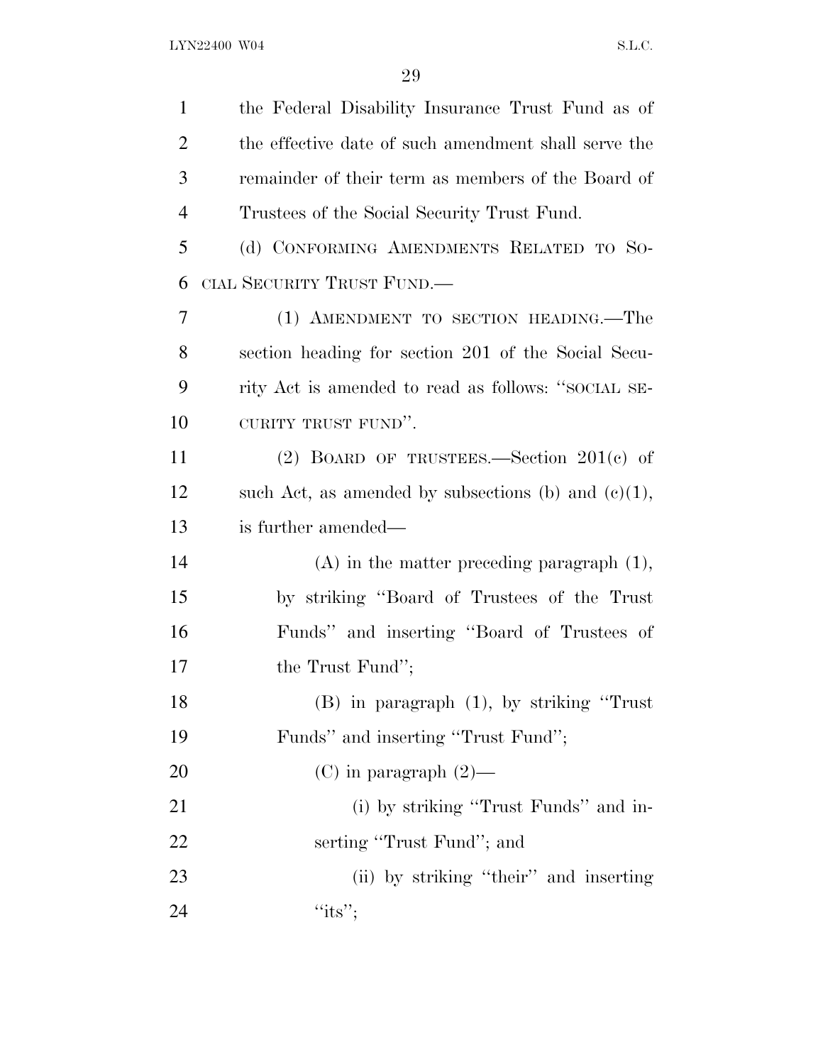the Federal Disability Insurance Trust Fund as of the effective date of such amendment shall serve the remainder of their term as members of the Board of Trustees of the Social Security Trust Fund.

(d) CONFORMING AMENDMENTS RELATED TO SOCIAL SECURITY TRUST FUND.—

(1) AMENDMENT TO SECTION HEADING.—The section heading for section 201 of the Social Security Act is amended to read as follows: ''SOCIAL SECURITY TRUST FUND''.

(2) BOARD OF TRUSTEES.—Section 201(c) of such Act, as amended by subsections (b) and (c)(1), is further amended—

(A) in the matter preceding paragraph (1), by striking ''Board of Trustees of the Trust Funds'' and inserting ''Board of Trustees of the Trust Fund'';

(B) in paragraph (1), by striking ''Trust Funds'' and inserting ''Trust Fund'';

(C) in paragraph (2)—

(i) by striking ''Trust Funds'' and inserting ''Trust Fund''; and

(ii) by striking ''their'' and inserting ''its'';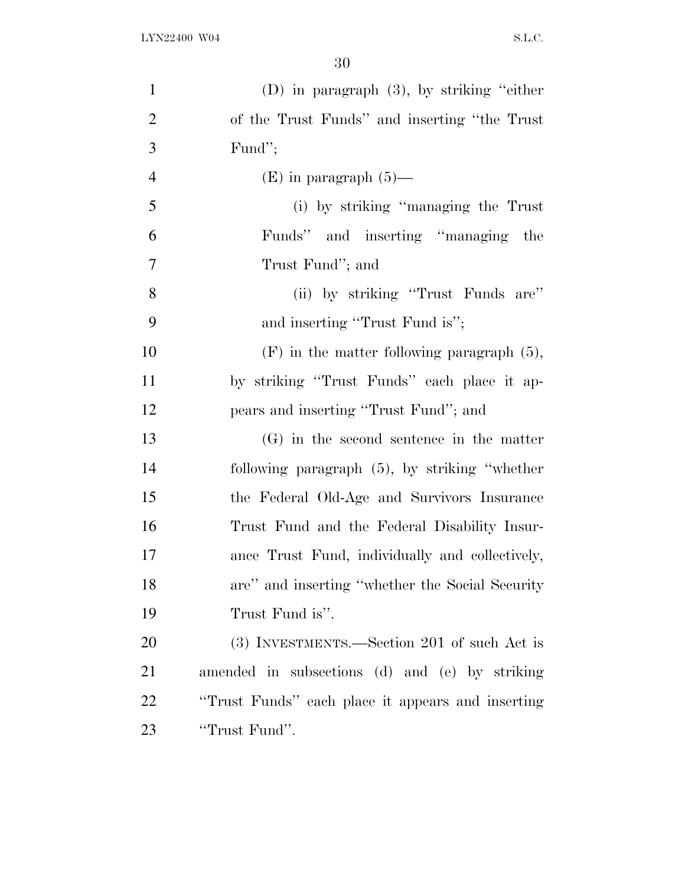(D) in paragraph (3), by striking "either of the Trust Funds" and inserting "the Trust Fund";

(E) in paragraph (5)—

(i) by striking "managing the Trust Funds" and inserting "managing the Trust Fund"; and

(ii) by striking "Trust Funds are" and inserting "Trust Fund is";

(F) in the matter following paragraph (5), by striking "Trust Funds" each place it appears and inserting "Trust Fund"; and

(G) in the second sentence in the matter following paragraph (5), by striking "whether the Federal Old-Age and Survivors Insurance Trust Fund and the Federal Disability Insurance Trust Fund, individually and collectively, are" and inserting "whether the Social Security Trust Fund is".

(3) INVESTMENTS.—Section 201 of such Act is amended in subsections (d) and (e) by striking "Trust Funds" each place it appears and inserting "Trust Fund".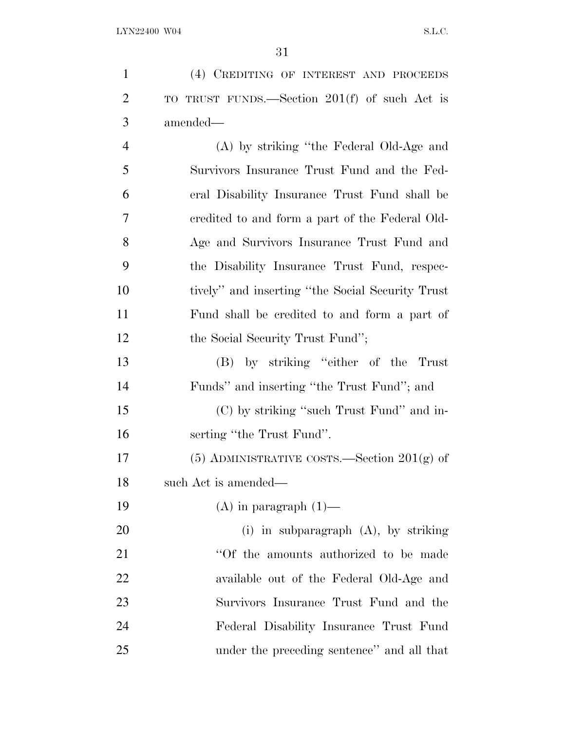(4) CREDITING OF INTEREST AND PROCEEDS TO TRUST FUNDS.—Section 201(f) of such Act is amended—

(A) by striking "the Federal Old-Age and Survivors Insurance Trust Fund and the Federal Disability Insurance Trust Fund shall be credited to and form a part of the Federal Old-Age and Survivors Insurance Trust Fund and the Disability Insurance Trust Fund, respectively" and inserting "the Social Security Trust Fund shall be credited to and form a part of the Social Security Trust Fund";

(B) by striking "either of the Trust Funds" and inserting "the Trust Fund"; and

(C) by striking "such Trust Fund" and inserting "the Trust Fund".

(5) ADMINISTRATIVE COSTS.—Section 201(g) of such Act is amended—

(A) in paragraph (1)—

(i) in subparagraph (A), by striking "Of the amounts authorized to be made available out of the Federal Old-Age and Survivors Insurance Trust Fund and the Federal Disability Insurance Trust Fund under the preceding sentence" and all that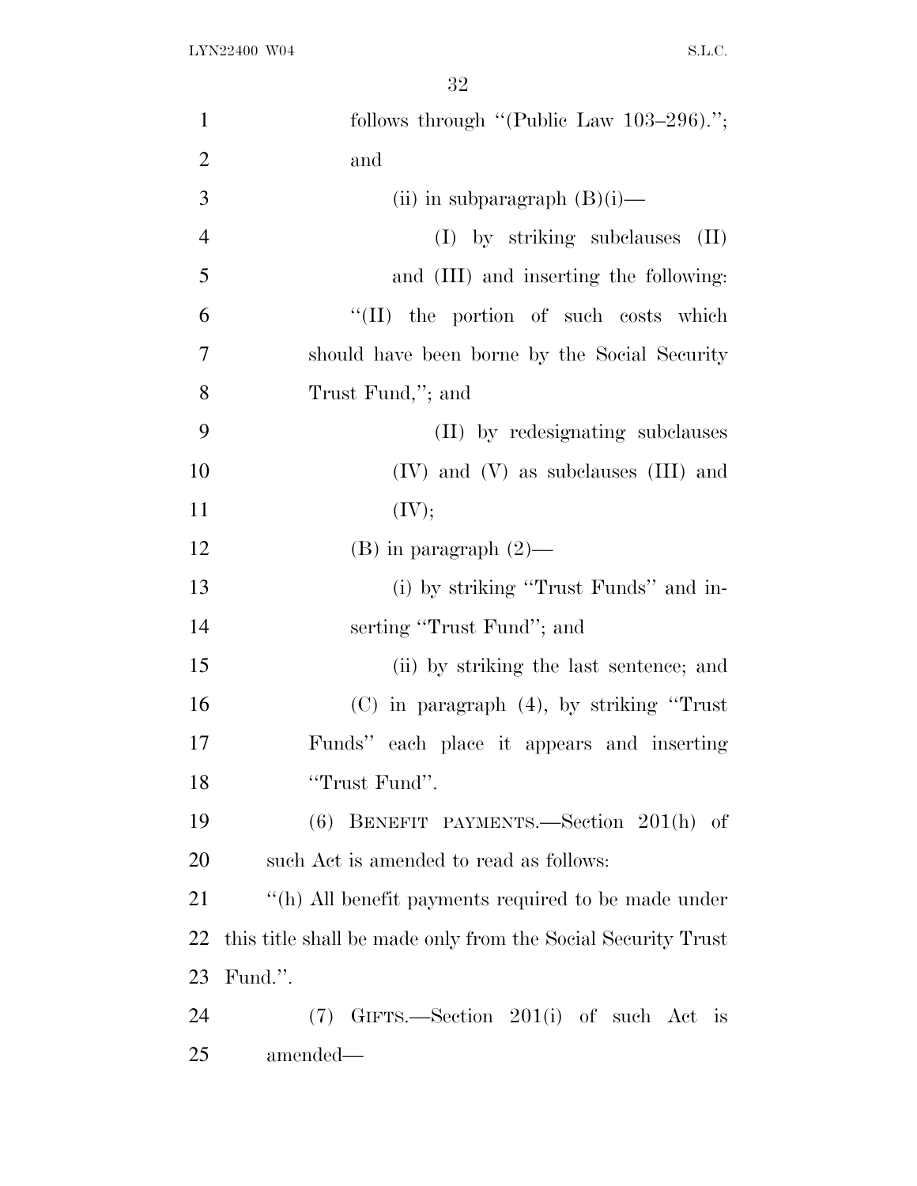follows through "(Public Law 103–296)."; and

(ii) in subparagraph (B)(i)—

(I) by striking subclauses (II) and (III) and inserting the following:

"(II) the portion of such costs which should have been borne by the Social Security Trust Fund,"; and

(II) by redesignating subclauses (IV) and (V) as subclauses (III) and (IV);

(B) in paragraph (2)—

(i) by striking "Trust Funds" and inserting "Trust Fund"; and

(ii) by striking the last sentence; and

(C) in paragraph (4), by striking "Trust Funds" each place it appears and inserting "Trust Fund".

(6) BENEFIT PAYMENTS.—Section 201(h) of such Act is amended to read as follows:

"(h) All benefit payments required to be made under this title shall be made only from the Social Security Trust Fund.".

(7) GIFTS.—Section 201(i) of such Act is amended—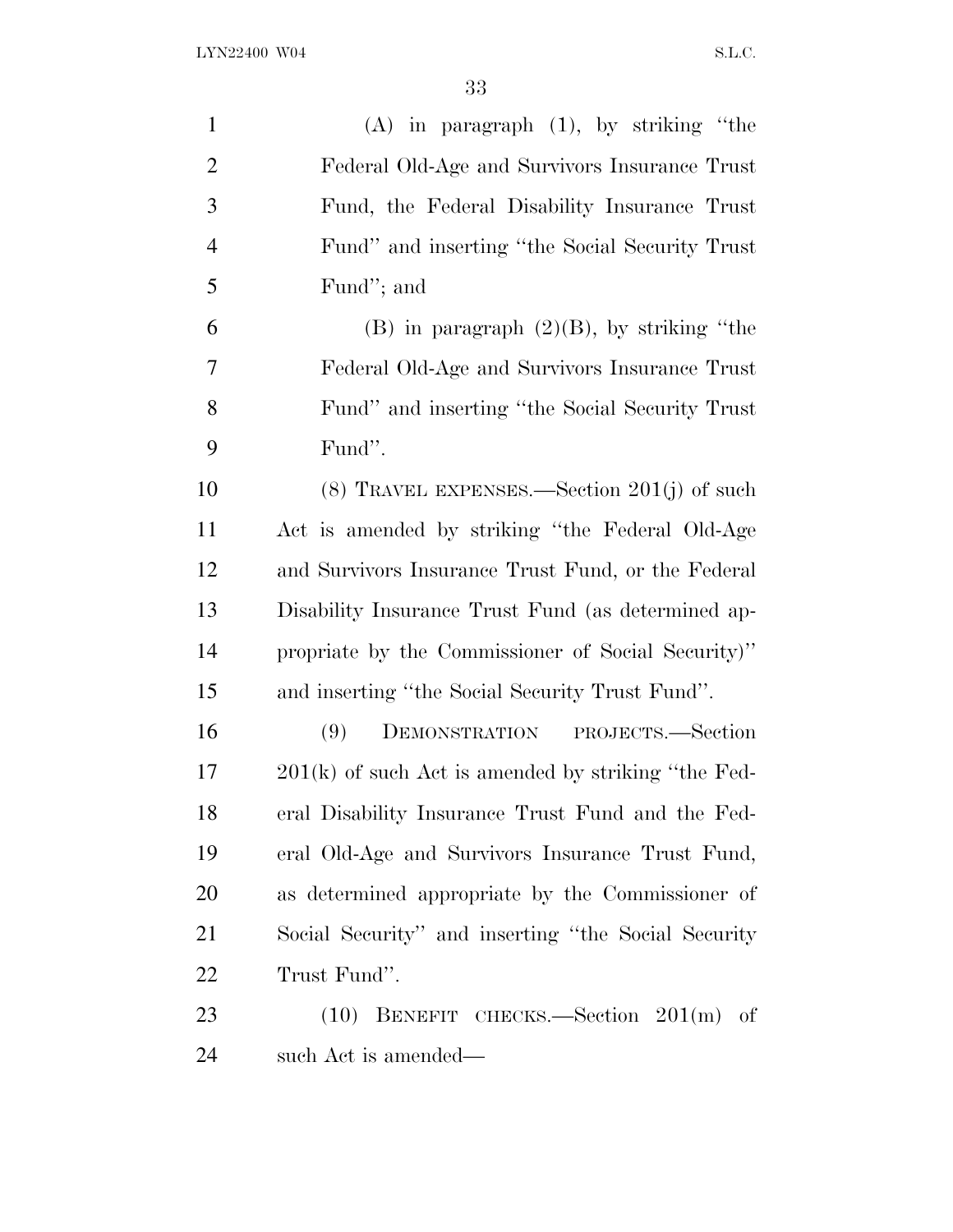(A) in paragraph (1), by striking "the Federal Old-Age and Survivors Insurance Trust Fund, the Federal Disability Insurance Trust Fund" and inserting "the Social Security Trust Fund"; and

(B) in paragraph (2)(B), by striking "the Federal Old-Age and Survivors Insurance Trust Fund" and inserting "the Social Security Trust Fund".

(8) TRAVEL EXPENSES.—Section 201(j) of such Act is amended by striking "the Federal Old-Age and Survivors Insurance Trust Fund, or the Federal Disability Insurance Trust Fund (as determined appropriate by the Commissioner of Social Security)" and inserting "the Social Security Trust Fund".

(9) DEMONSTRATION PROJECTS.—Section 201(k) of such Act is amended by striking "the Federal Disability Insurance Trust Fund and the Federal Old-Age and Survivors Insurance Trust Fund, as determined appropriate by the Commissioner of Social Security" and inserting "the Social Security Trust Fund".

(10) BENEFIT CHECKS.—Section 201(m) of such Act is amended—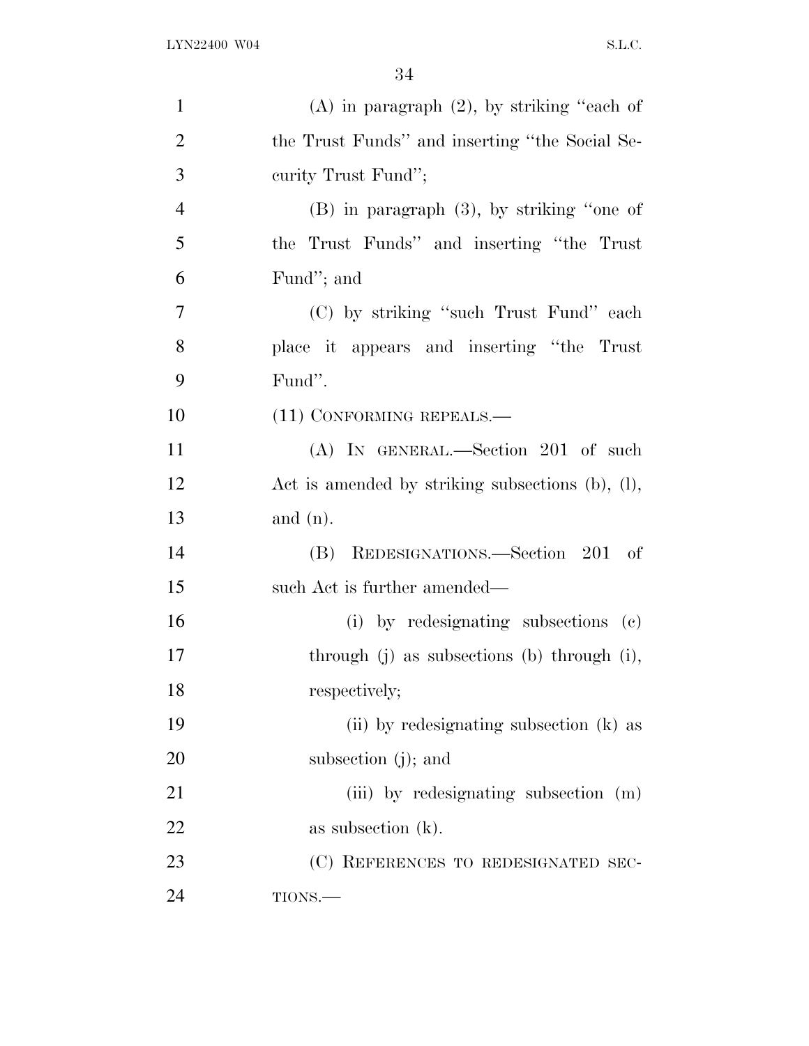(A) in paragraph (2), by striking "each of the Trust Funds" and inserting "the Social Security Trust Fund";

(B) in paragraph (3), by striking "one of the Trust Funds" and inserting "the Trust Fund"; and

(C) by striking "such Trust Fund" each place it appears and inserting "the Trust Fund".

(11) CONFORMING REPEALS.—

(A) IN GENERAL.—Section 201 of such Act is amended by striking subsections (b), (l), and (n).

(B) REDESIGNATIONS.—Section 201 of such Act is further amended—

(i) by redesignating subsections (c) through (j) as subsections (b) through (i), respectively;

(ii) by redesignating subsection (k) as subsection (j); and

(iii) by redesignating subsection (m) as subsection (k).

(C) REFERENCES TO REDESIGNATED SECTIONS.—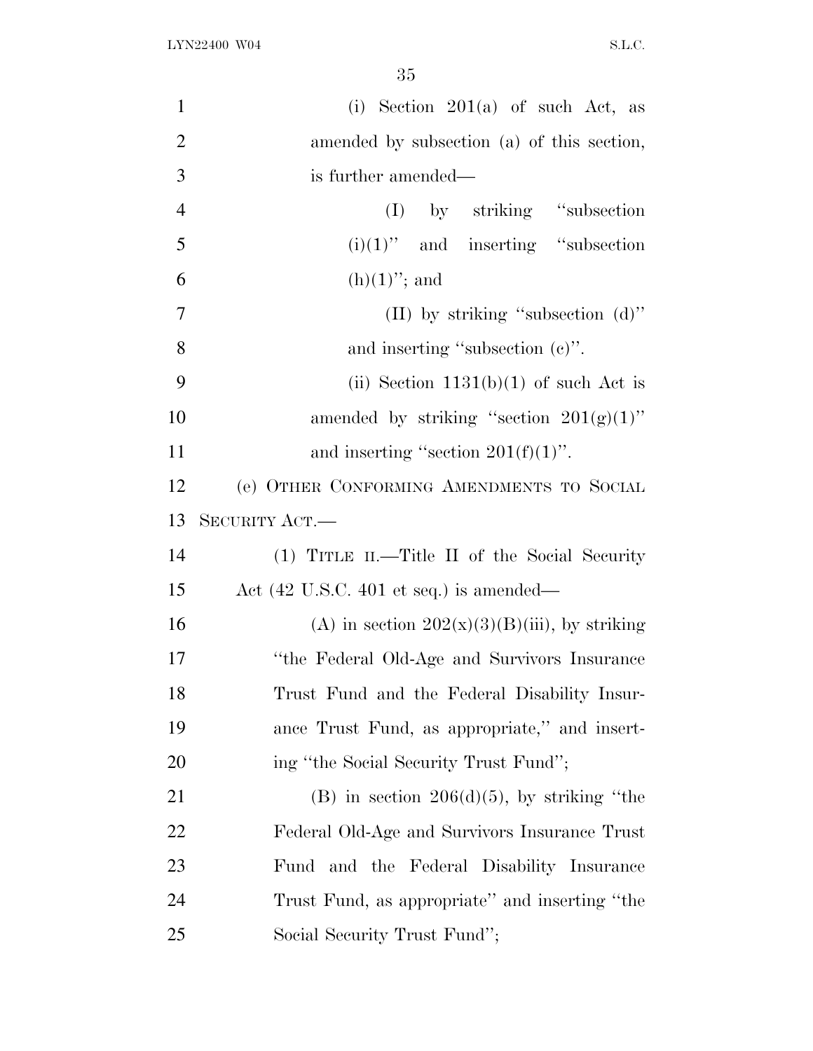(i) Section 201(a) of such Act, as amended by subsection (a) of this section, is further amended—

(I) by striking "subsection (i)(1)" and inserting "subsection (h)(1)"; and

(II) by striking "subsection (d)" and inserting "subsection (c)".

(ii) Section 1131(b)(1) of such Act is amended by striking "section 201(g)(1)" and inserting "section 201(f)(1)".

(e) OTHER CONFORMING AMENDMENTS TO SOCIAL SECURITY ACT.—

(1) TITLE II.—Title II of the Social Security Act (42 U.S.C. 401 et seq.) is amended—

(A) in section 202(x)(3)(B)(iii), by striking "the Federal Old-Age and Survivors Insurance Trust Fund and the Federal Disability Insurance Trust Fund, as appropriate," and inserting "the Social Security Trust Fund";

(B) in section 206(d)(5), by striking "the Federal Old-Age and Survivors Insurance Trust Fund and the Federal Disability Insurance Trust Fund, as appropriate" and inserting "the Social Security Trust Fund";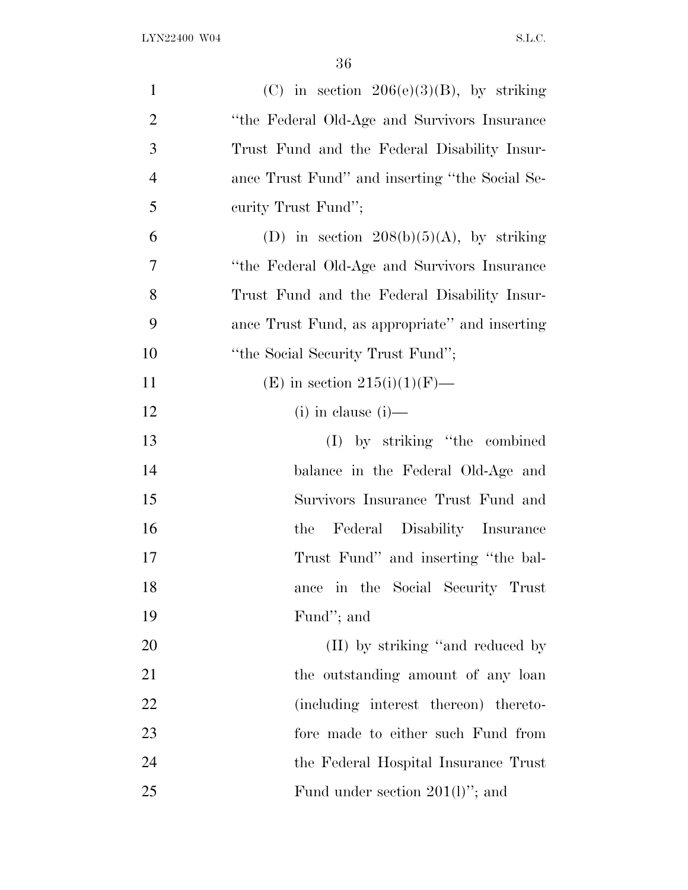(C) in section 206(e)(3)(B), by striking "the Federal Old-Age and Survivors Insurance Trust Fund and the Federal Disability Insurance Trust Fund" and inserting "the Social Security Trust Fund";

(D) in section 208(b)(5)(A), by striking "the Federal Old-Age and Survivors Insurance Trust Fund and the Federal Disability Insurance Trust Fund, as appropriate" and inserting "the Social Security Trust Fund";

(E) in section 215(i)(1)(F)—

(i) in clause (i)—

(I) by striking "the combined balance in the Federal Old-Age and Survivors Insurance Trust Fund and the Federal Disability Insurance Trust Fund" and inserting "the balance in the Social Security Trust Fund"; and

(II) by striking "and reduced by the outstanding amount of any loan (including interest thereon) theretofore made to either such Fund from the Federal Hospital Insurance Trust Fund under section 201(l)"; and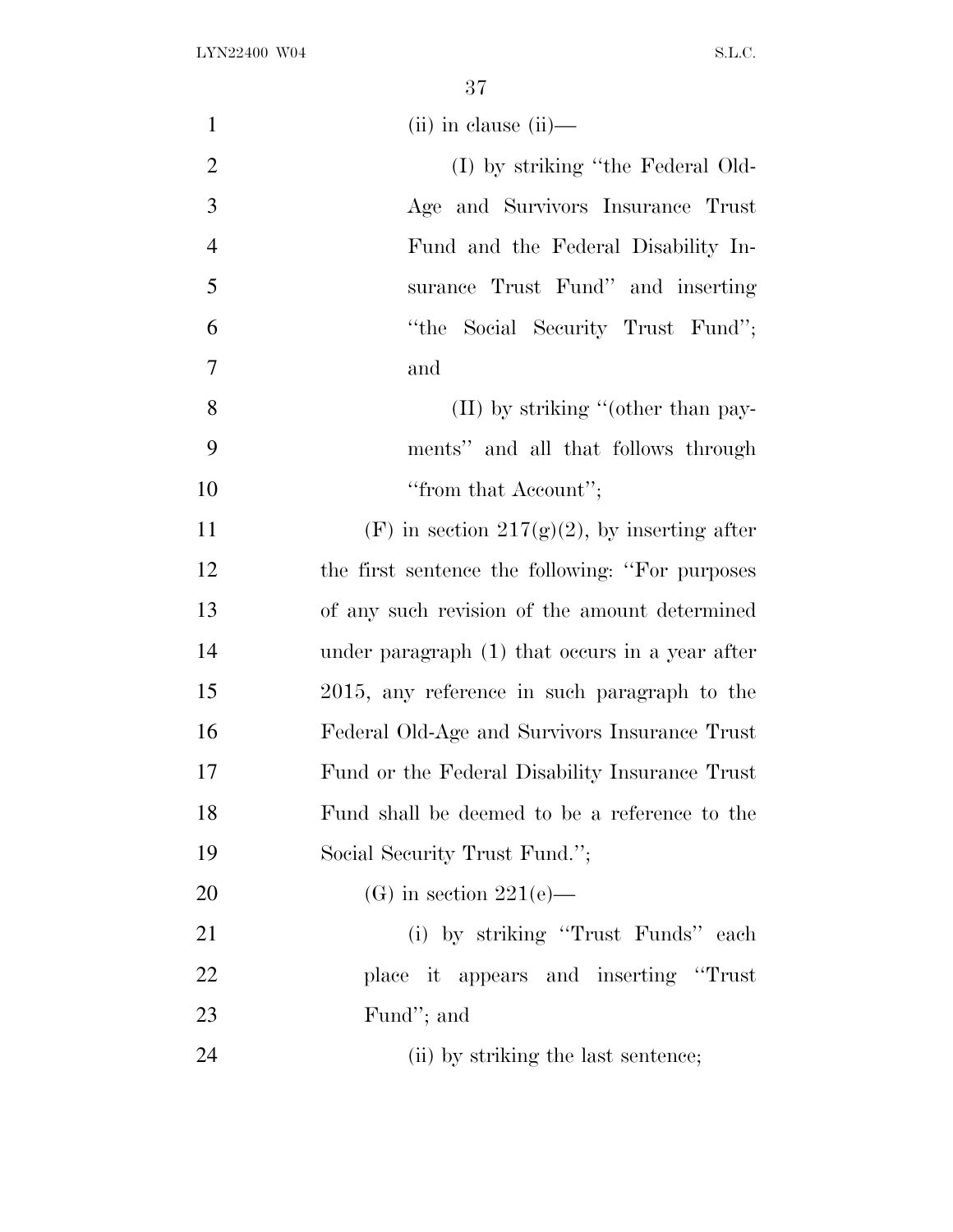(ii) in clause (ii)—

(I) by striking "the Federal Old-Age and Survivors Insurance Trust Fund and the Federal Disability Insurance Trust Fund" and inserting "the Social Security Trust Fund"; and

(II) by striking "(other than payments" and all that follows through "from that Account";

(F) in section 217(g)(2), by inserting after the first sentence the following: "For purposes of any such revision of the amount determined under paragraph (1) that occurs in a year after 2015, any reference in such paragraph to the Federal Old-Age and Survivors Insurance Trust Fund or the Federal Disability Insurance Trust Fund shall be deemed to be a reference to the Social Security Trust Fund.";

(G) in section 221(e)—

(i) by striking "Trust Funds" each place it appears and inserting "Trust Fund"; and

(ii) by striking the last sentence;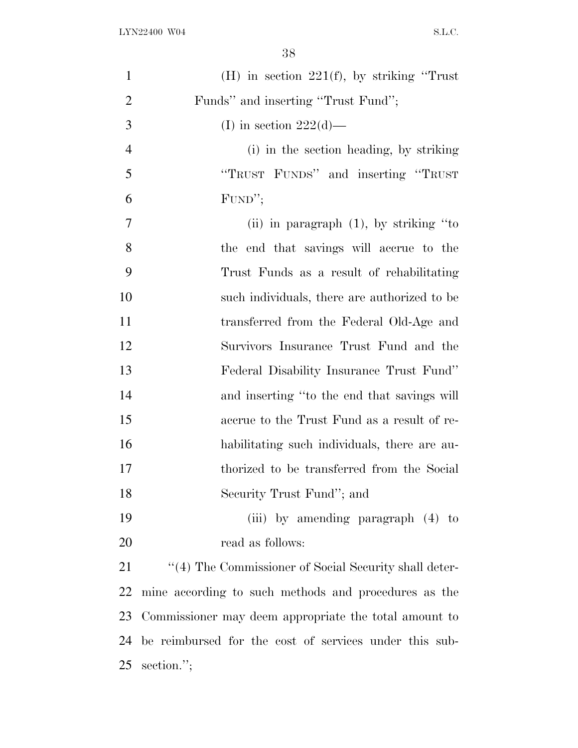(H) in section 221(f), by striking "Trust Funds" and inserting "Trust Fund";

(I) in section 222(d)—

(i) in the section heading, by striking "TRUST FUNDS" and inserting "TRUST FUND";

(ii) in paragraph (1), by striking "to the end that savings will accrue to the Trust Funds as a result of rehabilitating such individuals, there are authorized to be transferred from the Federal Old-Age and Survivors Insurance Trust Fund and the Federal Disability Insurance Trust Fund" and inserting "to the end that savings will accrue to the Trust Fund as a result of rehabilitating such individuals, there are authorized to be transferred from the Social Security Trust Fund"; and

(iii) by amending paragraph (4) to read as follows:

"(4) The Commissioner of Social Security shall determine according to such methods and procedures as the Commissioner may deem appropriate the total amount to be reimbursed for the cost of services under this subsection.";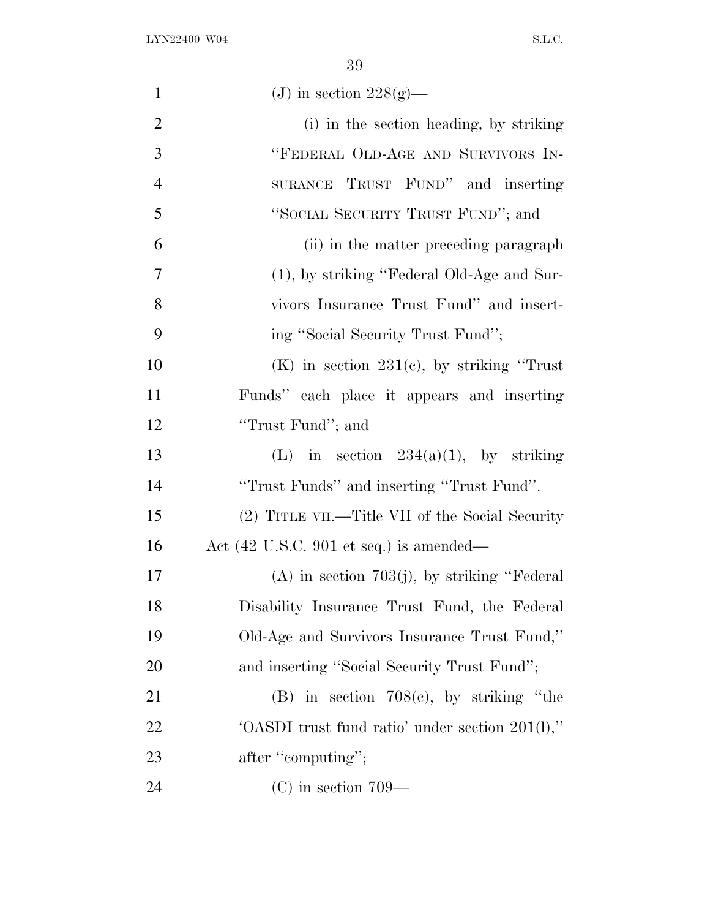(J) in section 228(g)—

(i) in the section heading, by striking "FEDERAL OLD-AGE AND SURVIVORS INSURANCE TRUST FUND" and inserting "SOCIAL SECURITY TRUST FUND"; and

(ii) in the matter preceding paragraph (1), by striking "Federal Old-Age and Survivors Insurance Trust Fund" and inserting "Social Security Trust Fund";

(K) in section 231(c), by striking "Trust Funds" each place it appears and inserting "Trust Fund"; and

(L) in section 234(a)(1), by striking "Trust Funds" and inserting "Trust Fund".

(2) TITLE VII.—Title VII of the Social Security Act (42 U.S.C. 901 et seq.) is amended—

(A) in section 703(j), by striking "Federal Disability Insurance Trust Fund, the Federal Old-Age and Survivors Insurance Trust Fund," and inserting "Social Security Trust Fund";

(B) in section 708(c), by striking "the 'OASDI trust fund ratio' under section 201(l)," after "computing";

(C) in section 709—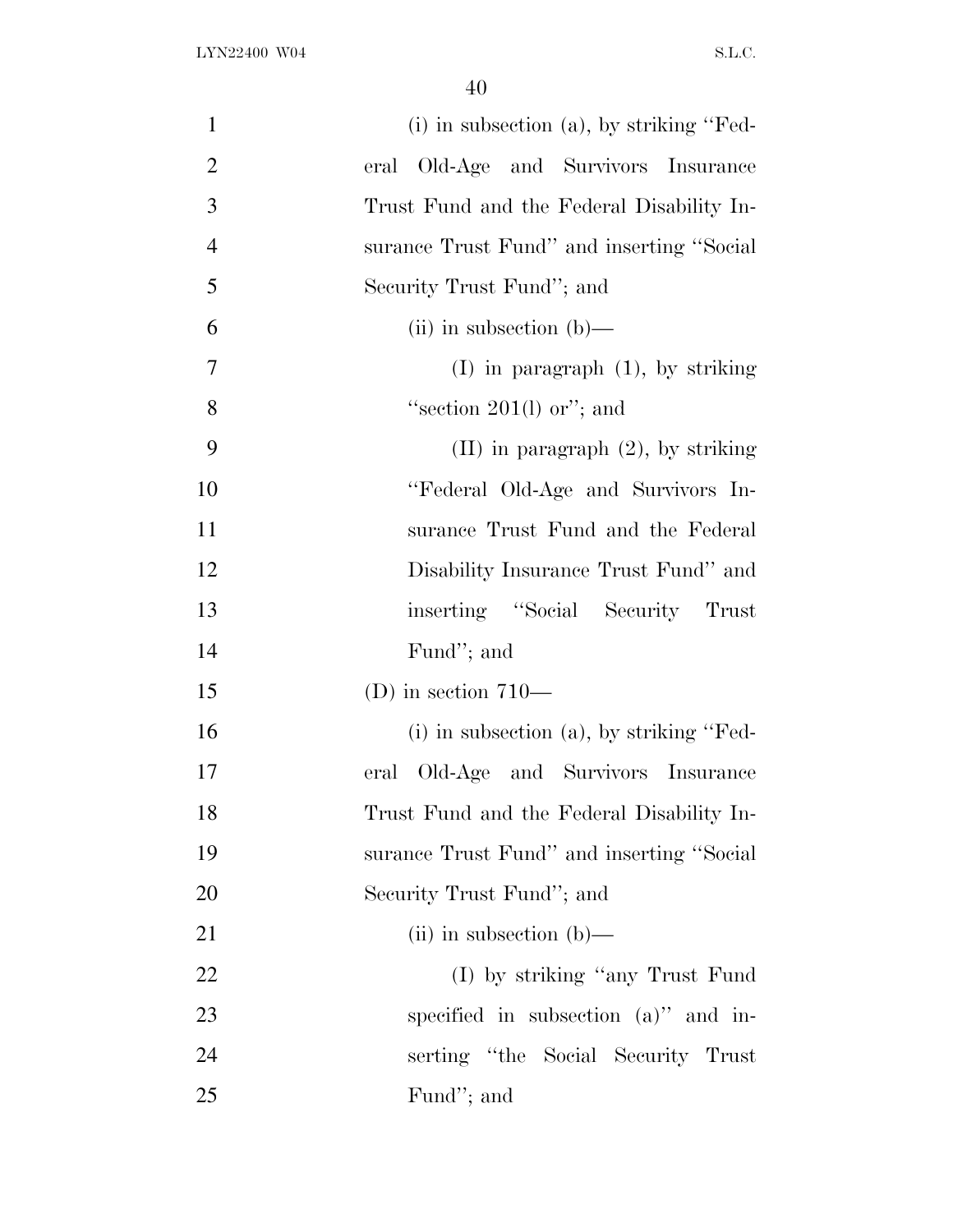(i) in subsection (a), by striking ''Federal Old-Age and Survivors Insurance Trust Fund and the Federal Disability Insurance Trust Fund'' and inserting ''Social Security Trust Fund''; and

(ii) in subsection (b)—

(I) in paragraph (1), by striking ''section 201(l) or''; and

(II) in paragraph (2), by striking ''Federal Old-Age and Survivors Insurance Trust Fund and the Federal Disability Insurance Trust Fund'' and inserting ''Social Security Trust Fund''; and

(D) in section 710—

(i) in subsection (a), by striking ''Federal Old-Age and Survivors Insurance Trust Fund and the Federal Disability Insurance Trust Fund'' and inserting ''Social Security Trust Fund''; and

(ii) in subsection (b)—

(I) by striking ''any Trust Fund specified in subsection (a)'' and inserting ''the Social Security Trust Fund''; and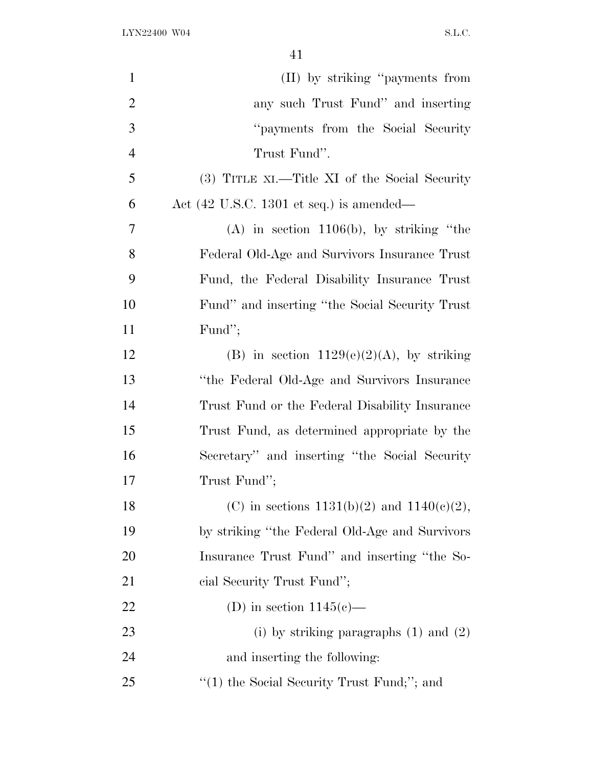(II) by striking "payments from any such Trust Fund" and inserting "payments from the Social Security Trust Fund".

(3) TITLE XI.—Title XI of the Social Security Act (42 U.S.C. 1301 et seq.) is amended—

(A) in section 1106(b), by striking "the Federal Old-Age and Survivors Insurance Trust Fund, the Federal Disability Insurance Trust Fund" and inserting "the Social Security Trust Fund";

(B) in section 1129(e)(2)(A), by striking "the Federal Old-Age and Survivors Insurance Trust Fund or the Federal Disability Insurance Trust Fund, as determined appropriate by the Secretary" and inserting "the Social Security Trust Fund";

(C) in sections 1131(b)(2) and 1140(c)(2), by striking "the Federal Old-Age and Survivors Insurance Trust Fund" and inserting "the Social Security Trust Fund";

(D) in section 1145(c)—

(i) by striking paragraphs (1) and (2) and inserting the following:

"(1) the Social Security Trust Fund;"; and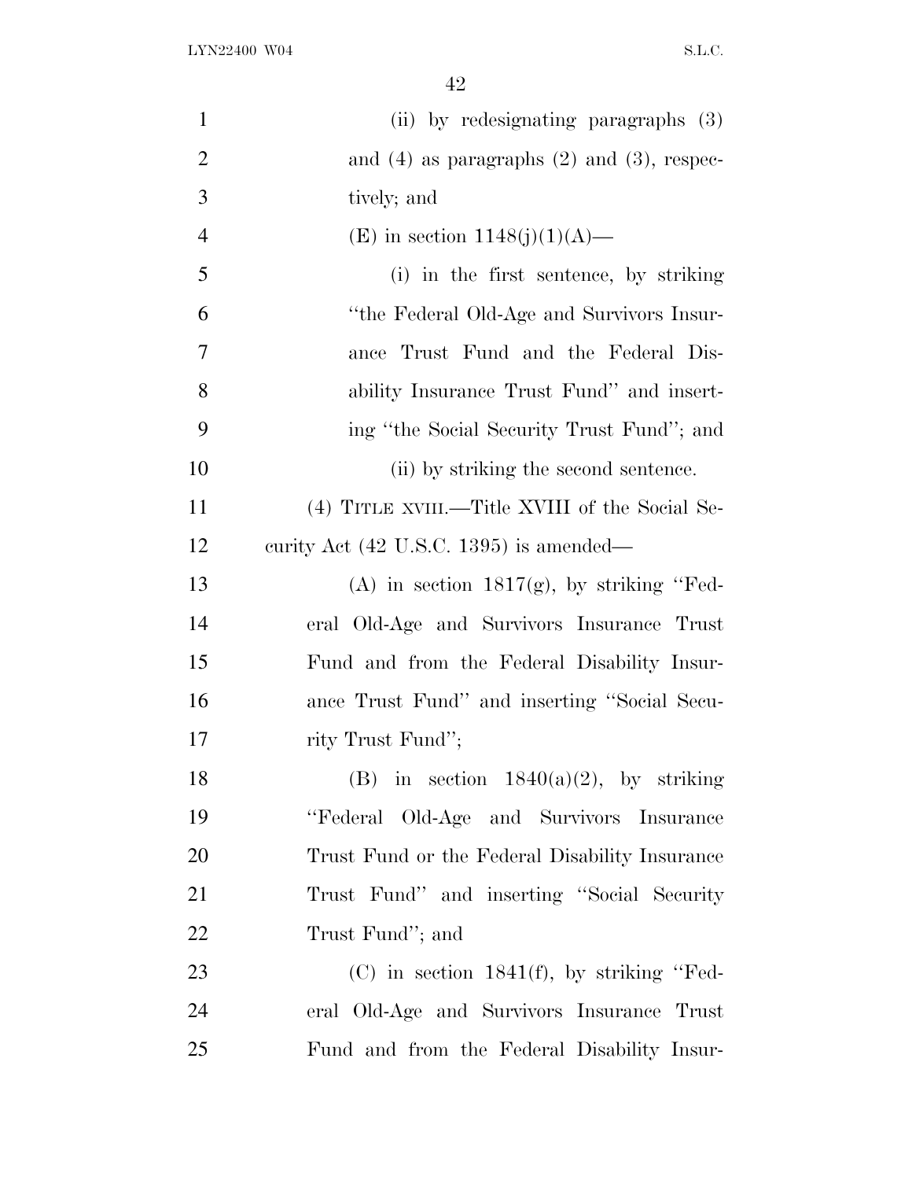(ii) by redesignating paragraphs (3) and (4) as paragraphs (2) and (3), respectively; and

(E) in section 1148(j)(1)(A)—

(i) in the first sentence, by striking "the Federal Old-Age and Survivors Insurance Trust Fund and the Federal Disability Insurance Trust Fund" and inserting "the Social Security Trust Fund"; and

(ii) by striking the second sentence.

(4) TITLE XVIII.—Title XVIII of the Social Security Act (42 U.S.C. 1395) is amended—

(A) in section 1817(g), by striking "Federal Old-Age and Survivors Insurance Trust Fund and from the Federal Disability Insurance Trust Fund" and inserting "Social Security Trust Fund";

(B) in section 1840(a)(2), by striking "Federal Old-Age and Survivors Insurance Trust Fund or the Federal Disability Insurance Trust Fund" and inserting "Social Security Trust Fund"; and

(C) in section 1841(f), by striking "Federal Old-Age and Survivors Insurance Trust Fund and from the Federal Disability Insur-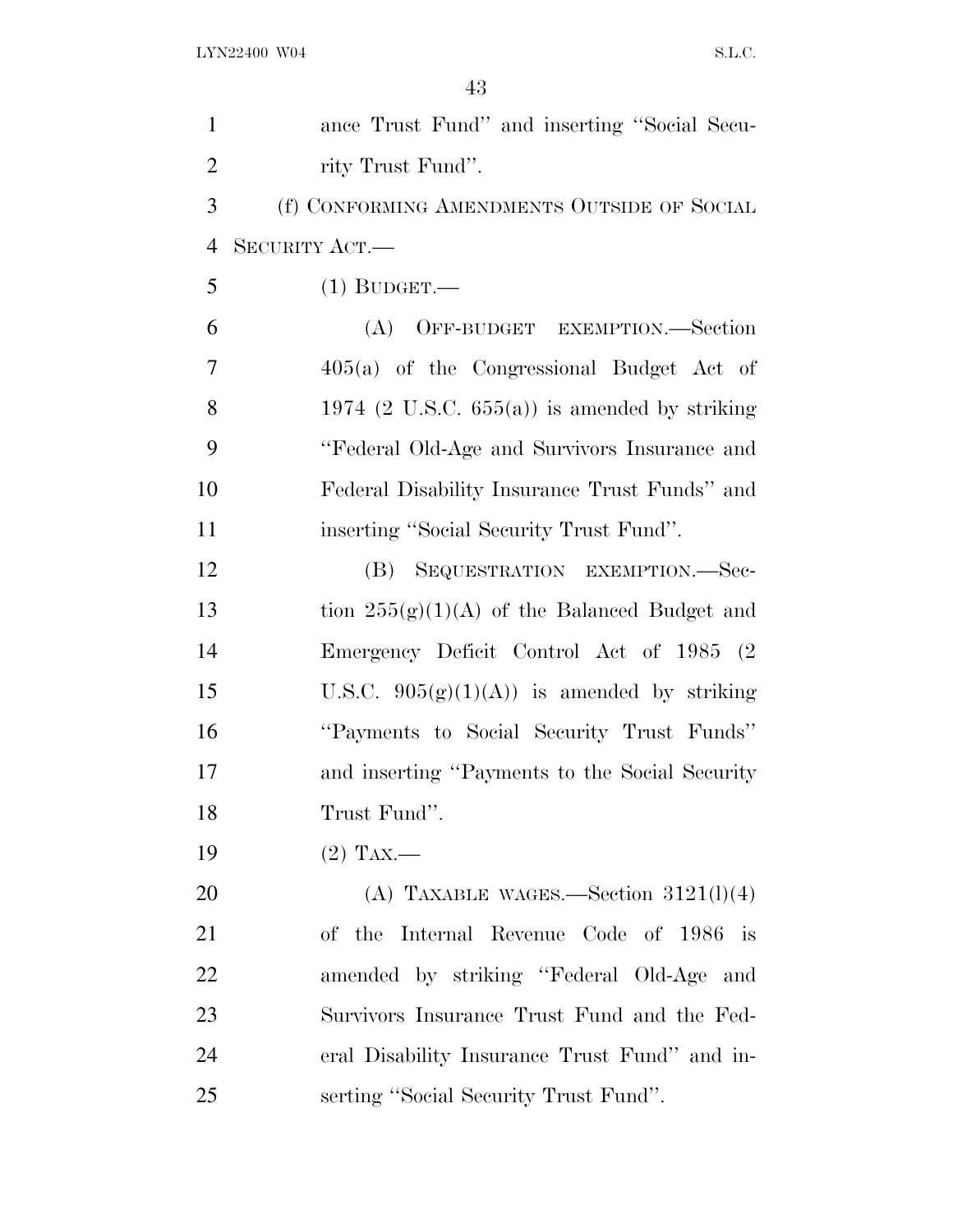ance Trust Fund'' and inserting ''Social Security Trust Fund''.

(f) CONFORMING AMENDMENTS OUTSIDE OF SOCIAL SECURITY ACT.—

(1) BUDGET.—

(A) OFF-BUDGET EXEMPTION.—Section 405(a) of the Congressional Budget Act of 1974 (2 U.S.C. 655(a)) is amended by striking ''Federal Old-Age and Survivors Insurance and Federal Disability Insurance Trust Funds'' and inserting ''Social Security Trust Fund''.

(B) SEQUESTRATION EXEMPTION.—Section 255(g)(1)(A) of the Balanced Budget and Emergency Deficit Control Act of 1985 (2 U.S.C. 905(g)(1)(A)) is amended by striking ''Payments to Social Security Trust Funds'' and inserting ''Payments to the Social Security Trust Fund''.

(2) TAX.—

(A) TAXABLE WAGES.—Section 3121(l)(4) of the Internal Revenue Code of 1986 is amended by striking ''Federal Old-Age and Survivors Insurance Trust Fund and the Federal Disability Insurance Trust Fund'' and inserting ''Social Security Trust Fund''.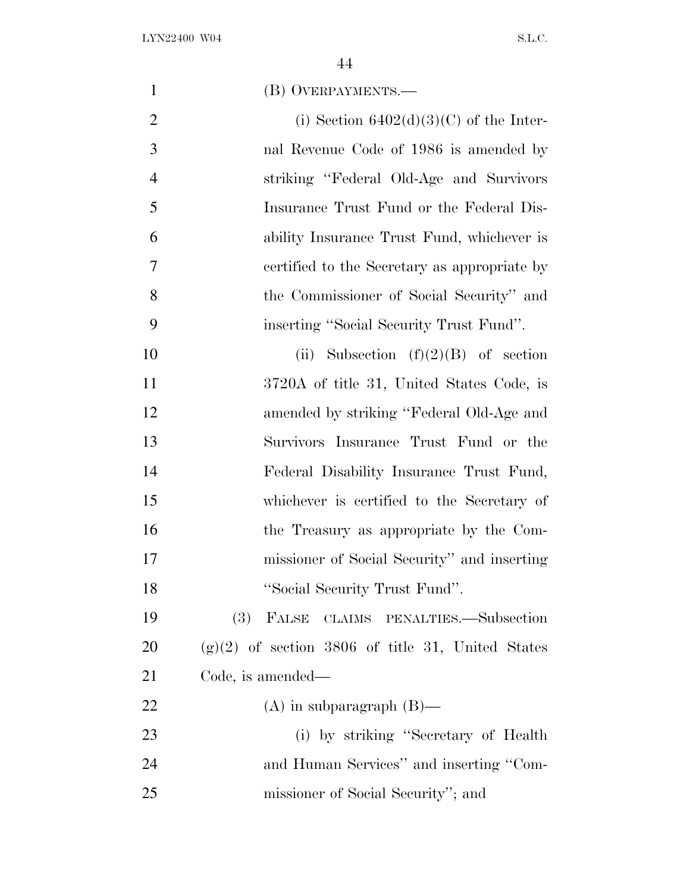(B) OVERPAYMENTS.—

(i) Section 6402(d)(3)(C) of the Internal Revenue Code of 1986 is amended by striking "Federal Old-Age and Survivors Insurance Trust Fund or the Federal Disability Insurance Trust Fund, whichever is certified to the Secretary as appropriate by the Commissioner of Social Security" and inserting "Social Security Trust Fund".

(ii) Subsection (f)(2)(B) of section 3720A of title 31, United States Code, is amended by striking "Federal Old-Age and Survivors Insurance Trust Fund or the Federal Disability Insurance Trust Fund, whichever is certified to the Secretary of the Treasury as appropriate by the Commissioner of Social Security" and inserting "Social Security Trust Fund".

(3) FALSE CLAIMS PENALTIES.—Subsection (g)(2) of section 3806 of title 31, United States Code, is amended—

(A) in subparagraph (B)—

(i) by striking "Secretary of Health and Human Services" and inserting "Commissioner of Social Security"; and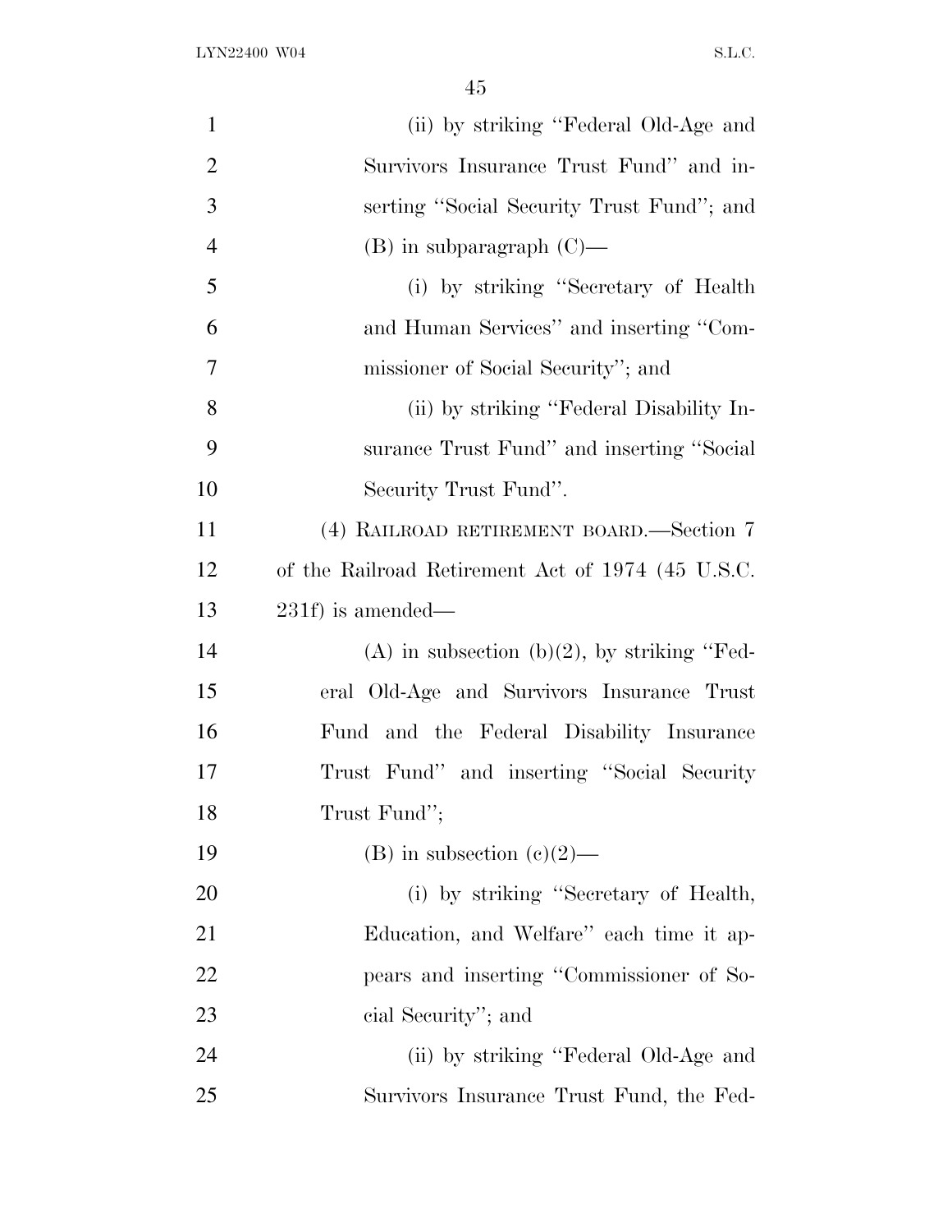(ii) by striking "Federal Old-Age and Survivors Insurance Trust Fund" and inserting "Social Security Trust Fund"; and

(B) in subparagraph (C)—

(i) by striking "Secretary of Health and Human Services" and inserting "Commissioner of Social Security"; and

(ii) by striking "Federal Disability Insurance Trust Fund" and inserting "Social Security Trust Fund".

(4) RAILROAD RETIREMENT BOARD.—Section 7 of the Railroad Retirement Act of 1974 (45 U.S.C. 231f) is amended—

(A) in subsection (b)(2), by striking "Federal Old-Age and Survivors Insurance Trust Fund and the Federal Disability Insurance Trust Fund" and inserting "Social Security Trust Fund";

(B) in subsection (c)(2)—

(i) by striking "Secretary of Health, Education, and Welfare" each time it appears and inserting "Commissioner of Social Security"; and

(ii) by striking "Federal Old-Age and Survivors Insurance Trust Fund, the Fed-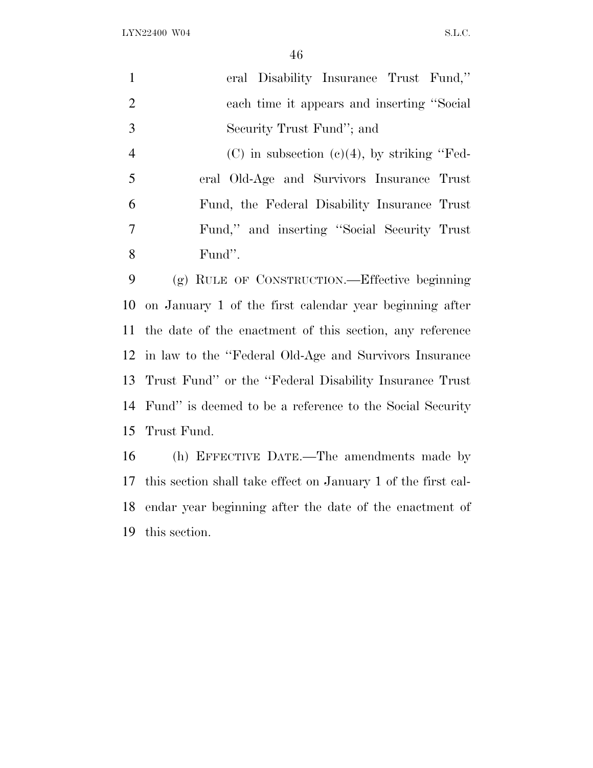eral Disability Insurance Trust Fund,'' each time it appears and inserting ''Social Security Trust Fund''; and

(C) in subsection (c)(4), by striking ''Federal Old-Age and Survivors Insurance Trust Fund, the Federal Disability Insurance Trust Fund,'' and inserting ''Social Security Trust Fund''.

(g) RULE OF CONSTRUCTION.—Effective beginning on January 1 of the first calendar year beginning after the date of the enactment of this section, any reference in law to the ''Federal Old-Age and Survivors Insurance Trust Fund'' or the ''Federal Disability Insurance Trust Fund'' is deemed to be a reference to the Social Security Trust Fund.

(h) EFFECTIVE DATE.—The amendments made by this section shall take effect on January 1 of the first calendar year beginning after the date of the enactment of this section.